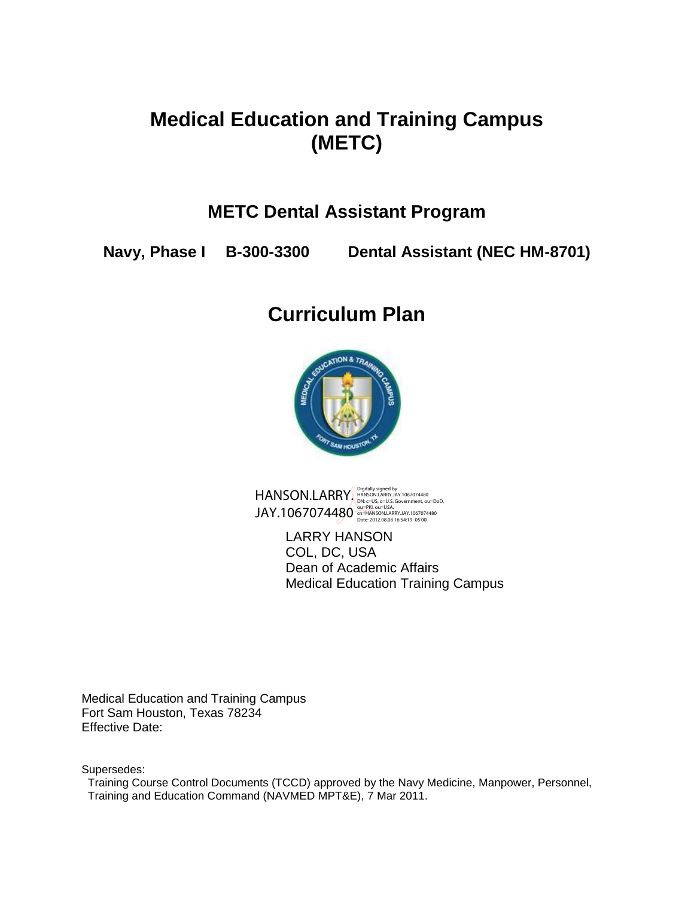# Medical Education and Training Campus (METC)

## METC Dental Assistant Program

**Navy, Phase I B-300-3300 Dental Assistant (NEC HM-8701)**

# Curriculum Plan

HANSON.LARRY.JAY.1067074480

Digitally signed by HANSON.LARRY.JAY.1067074480
DN: c=US, o=U.S. Government, ou=DoD, ou=PKI, ou=USA, cn=HANSON.LARRY.JAY.1067074480
Date: 2012.08.08 16:54:19 -05'00'

LARRY HANSON
COL, DC, USA
Dean of Academic Affairs
Medical Education Training Campus

Medical Education and Training Campus
Fort Sam Houston, Texas 78234
Effective Date:

Supersedes:
Training Course Control Documents (TCCD) approved by the Navy Medicine, Manpower, Personnel, Training and Education Command (NAVMED MPT&E), 7 Mar 2011.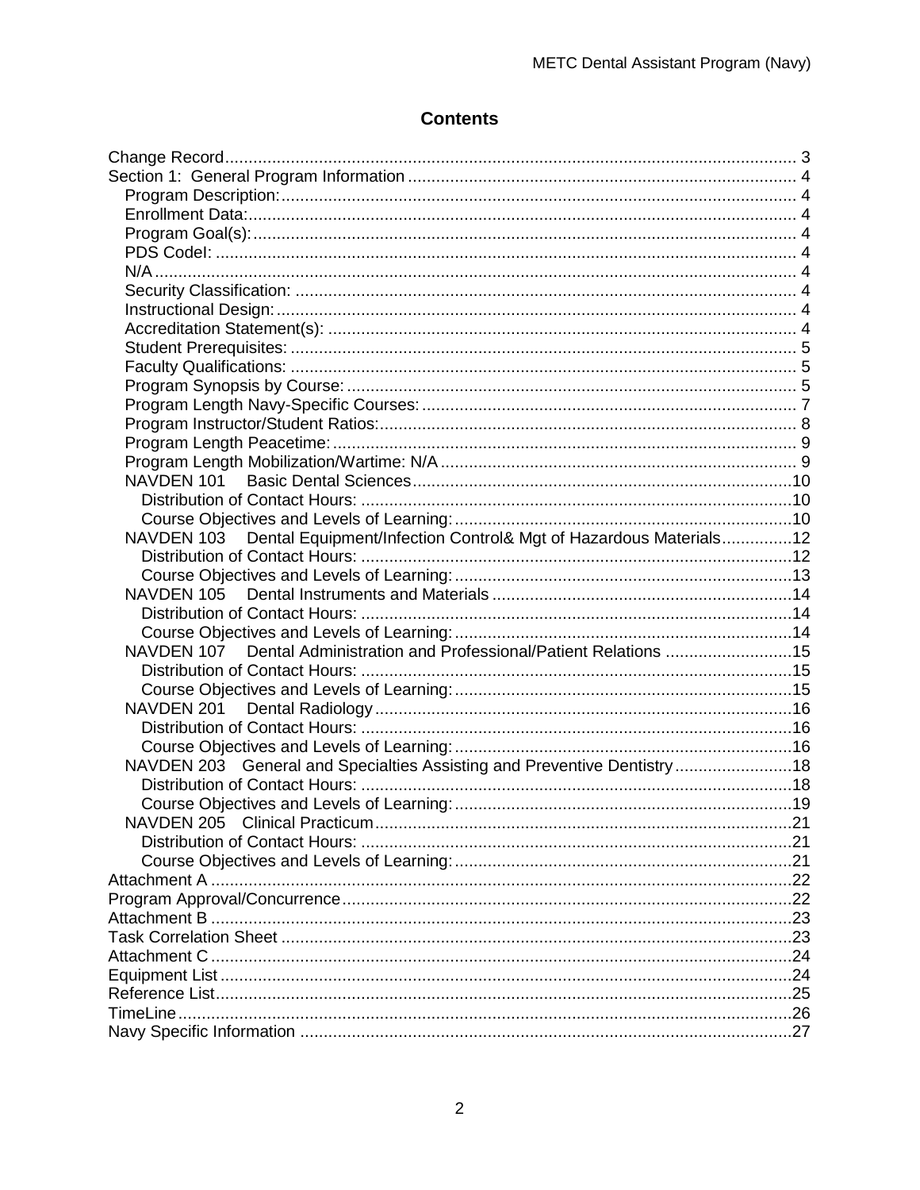# Contents

Change Record ........................................................................................................................ 3
Section 1: General Program Information .................................................................................. 4
- Program Description: ............................................................................................................. 4
- Enrollment Data: .................................................................................................................... 4
- Program Goal(s): ................................................................................................................... 4
- PDS CodeI: ........................................................................................................................... 4
- N/A ........................................................................................................................................ 4
- Security Classification: .......................................................................................................... 4
- Instructional Design: .............................................................................................................. 4
- Accreditation Statement(s): ................................................................................................... 4
- Student Prerequisites: ........................................................................................................... 5
- Faculty Qualifications: ........................................................................................................... 5
- Program Synopsis by Course: ............................................................................................... 5
- Program Length Navy-Specific Courses: ................................................................................ 7
- Program Instructor/Student Ratios: ........................................................................................ 8
- Program Length Peacetime: .................................................................................................. 9
- Program Length Mobilization/Wartime: N/A ........................................................................... 9
- NAVDEN 101 Basic Dental Sciences .................................................................................. 10
  - Distribution of Contact Hours: ........................................................................................... 10
  - Course Objectives and Levels of Learning: ....................................................................... 10
- NAVDEN 103 Dental Equipment/Infection Control& Mgt of Hazardous Materials ............... 12
  - Distribution of Contact Hours: ........................................................................................... 12
  - Course Objectives and Levels of Learning: ....................................................................... 13
- NAVDEN 105 Dental Instruments and Materials ................................................................ 14
  - Distribution of Contact Hours: ........................................................................................... 14
  - Course Objectives and Levels of Learning: ....................................................................... 14
- NAVDEN 107 Dental Administration and Professional/Patient Relations ........................... 15
  - Distribution of Contact Hours: ........................................................................................... 15
  - Course Objectives and Levels of Learning: ....................................................................... 15
- NAVDEN 201 Dental Radiology ......................................................................................... 16
  - Distribution of Contact Hours: ........................................................................................... 16
  - Course Objectives and Levels of Learning: ....................................................................... 16
- NAVDEN 203 General and Specialties Assisting and Preventive Dentistry ......................... 18
  - Distribution of Contact Hours: ........................................................................................... 18
  - Course Objectives and Levels of Learning: ....................................................................... 19
- NAVDEN 205 Clinical Practicum ........................................................................................ 21
  - Distribution of Contact Hours: ........................................................................................... 21
  - Course Objectives and Levels of Learning: ....................................................................... 21

Attachment A ........................................................................................................................... 22
Program Approval/Concurrence ............................................................................................... 22
Attachment B ........................................................................................................................... 23
Task Correlation Sheet ............................................................................................................ 23
Attachment C ........................................................................................................................... 24
Equipment List ......................................................................................................................... 24
Reference List .......................................................................................................................... 25
TimeLine .................................................................................................................................. 26
Navy Specific Information ........................................................................................................ 27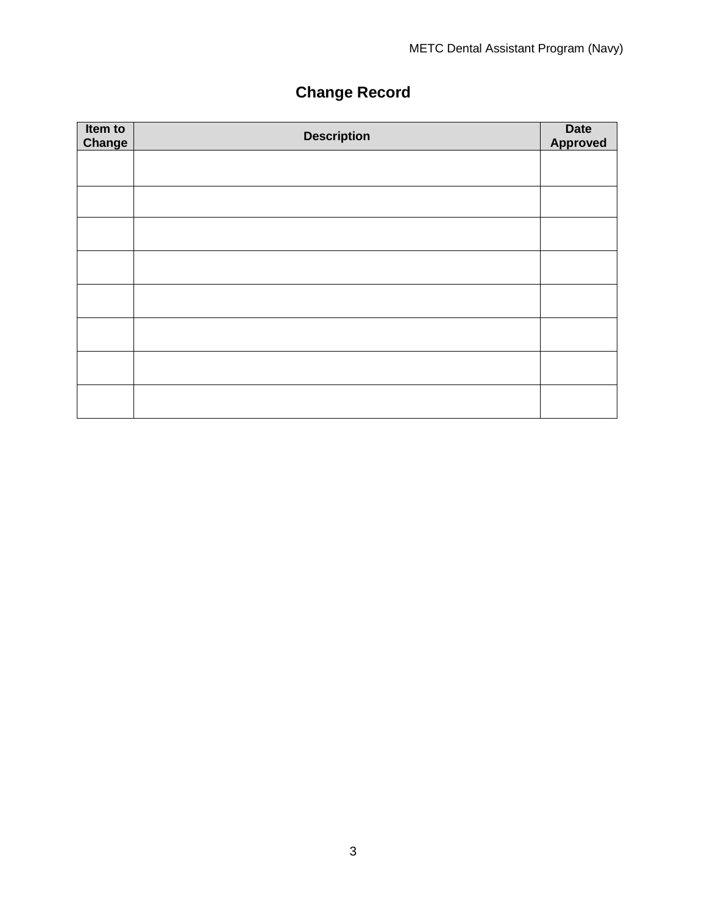# Change Record

| Item to Change | Description | Date Approved |
|---|---|---|
| | | |
| | | |
| | | |
| | | |
| | | |
| | | |
| | | |
| | | |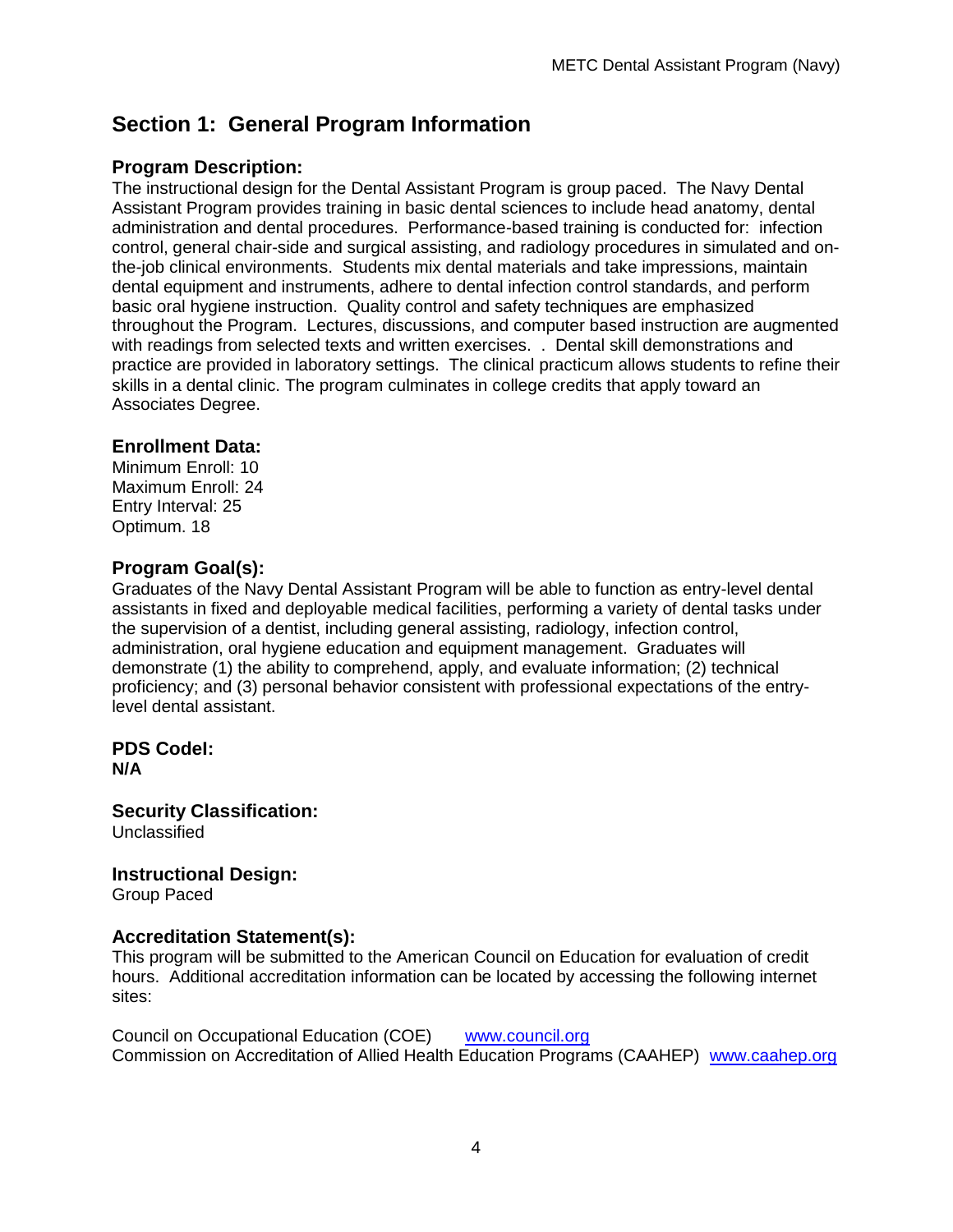## Section 1: General Program Information

### Program Description:

The instructional design for the Dental Assistant Program is group paced. The Navy Dental Assistant Program provides training in basic dental sciences to include head anatomy, dental administration and dental procedures. Performance-based training is conducted for: infection control, general chair-side and surgical assisting, and radiology procedures in simulated and on-the-job clinical environments. Students mix dental materials and take impressions, maintain dental equipment and instruments, adhere to dental infection control standards, and perform basic oral hygiene instruction. Quality control and safety techniques are emphasized throughout the Program. Lectures, discussions, and computer based instruction are augmented with readings from selected texts and written exercises. . Dental skill demonstrations and practice are provided in laboratory settings. The clinical practicum allows students to refine their skills in a dental clinic. The program culminates in college credits that apply toward an Associates Degree.

### Enrollment Data:

Minimum Enroll: 10
Maximum Enroll: 24
Entry Interval: 25
Optimum. 18

### Program Goal(s):

Graduates of the Navy Dental Assistant Program will be able to function as entry-level dental assistants in fixed and deployable medical facilities, performing a variety of dental tasks under the supervision of a dentist, including general assisting, radiology, infection control, administration, oral hygiene education and equipment management. Graduates will demonstrate (1) the ability to comprehend, apply, and evaluate information; (2) technical proficiency; and (3) personal behavior consistent with professional expectations of the entry-level dental assistant.

### PDS Codel:

**N/A**

### Security Classification:

Unclassified

### Instructional Design:

Group Paced

### Accreditation Statement(s):

This program will be submitted to the American Council on Education for evaluation of credit hours. Additional accreditation information can be located by accessing the following internet sites:

Council on Occupational Education (COE) www.council.org
Commission on Accreditation of Allied Health Education Programs (CAAHEP) www.caahep.org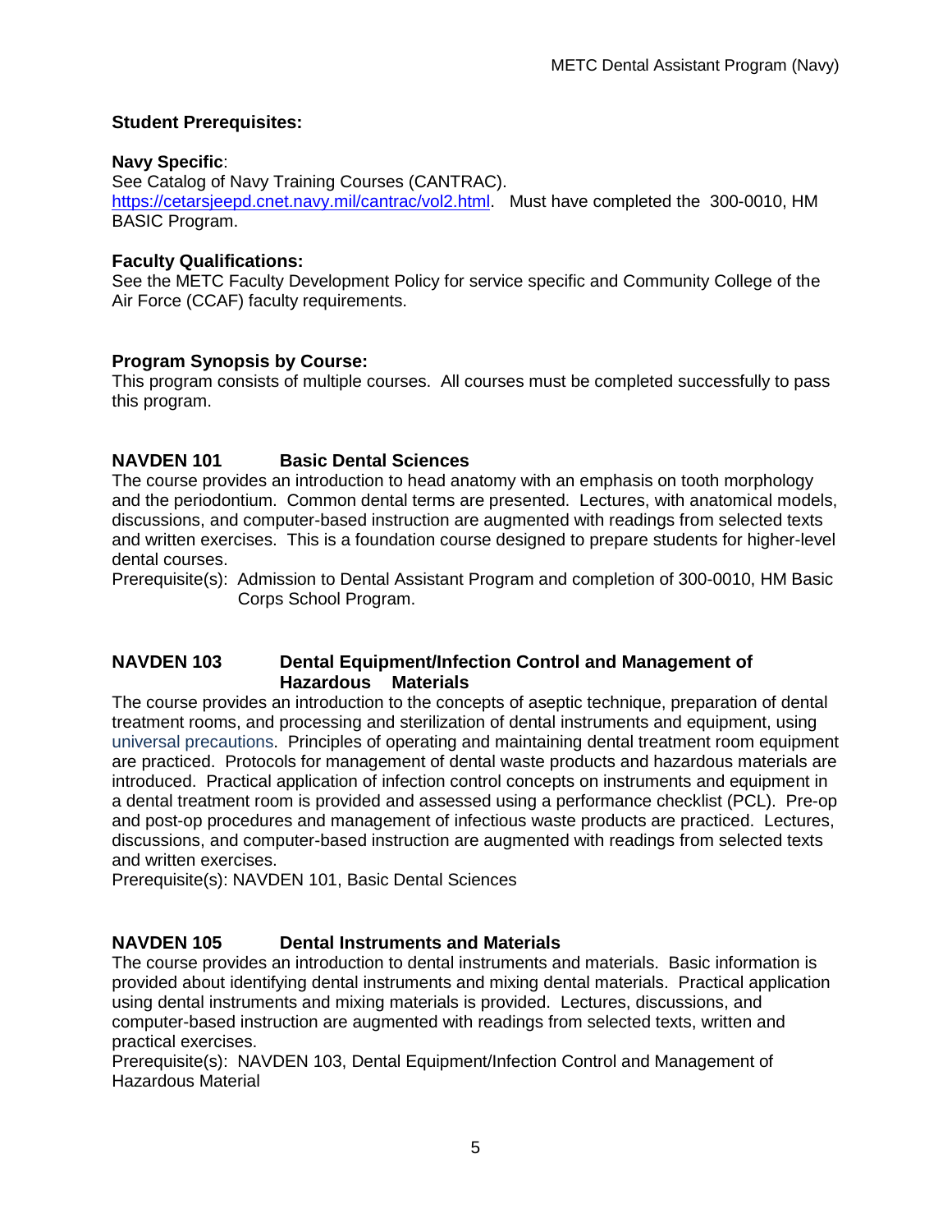### Student Prerequisites:

**Navy Specific**:
See Catalog of Navy Training Courses (CANTRAC).
https://cetarsjeepd.cnet.navy.mil/cantrac/vol2.html. Must have completed the 300-0010, HM BASIC Program.

### Faculty Qualifications:

See the METC Faculty Development Policy for service specific and Community College of the Air Force (CCAF) faculty requirements.

### Program Synopsis by Course:

This program consists of multiple courses. All courses must be completed successfully to pass this program.

### NAVDEN 101 Basic Dental Sciences

The course provides an introduction to head anatomy with an emphasis on tooth morphology and the periodontium. Common dental terms are presented. Lectures, with anatomical models, discussions, and computer-based instruction are augmented with readings from selected texts and written exercises. This is a foundation course designed to prepare students for higher-level dental courses.

Prerequisite(s): Admission to Dental Assistant Program and completion of 300-0010, HM Basic Corps School Program.

### NAVDEN 103 Dental Equipment/Infection Control and Management of Hazardous Materials

The course provides an introduction to the concepts of aseptic technique, preparation of dental treatment rooms, and processing and sterilization of dental instruments and equipment, using universal precautions. Principles of operating and maintaining dental treatment room equipment are practiced. Protocols for management of dental waste products and hazardous materials are introduced. Practical application of infection control concepts on instruments and equipment in a dental treatment room is provided and assessed using a performance checklist (PCL). Pre-op and post-op procedures and management of infectious waste products are practiced. Lectures, discussions, and computer-based instruction are augmented with readings from selected texts and written exercises.

Prerequisite(s): NAVDEN 101, Basic Dental Sciences

### NAVDEN 105 Dental Instruments and Materials

The course provides an introduction to dental instruments and materials. Basic information is provided about identifying dental instruments and mixing dental materials. Practical application using dental instruments and mixing materials is provided. Lectures, discussions, and computer-based instruction are augmented with readings from selected texts, written and practical exercises.

Prerequisite(s): NAVDEN 103, Dental Equipment/Infection Control and Management of Hazardous Material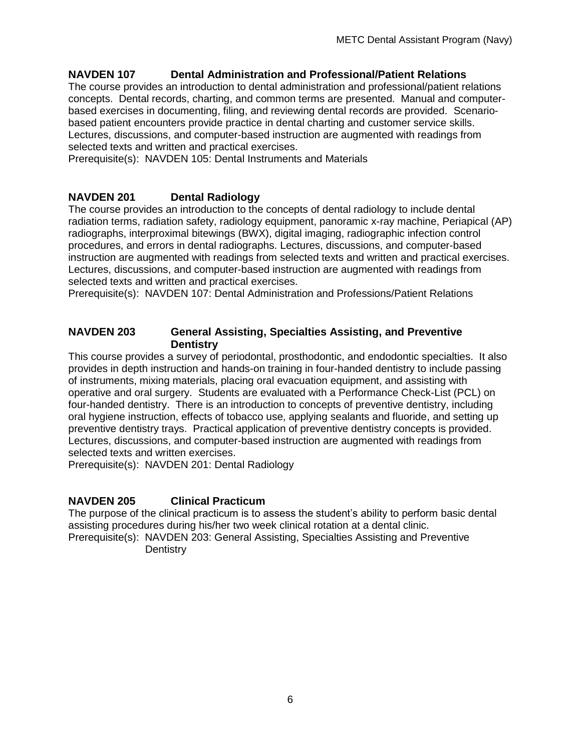### NAVDEN 107 Dental Administration and Professional/Patient Relations

The course provides an introduction to dental administration and professional/patient relations concepts. Dental records, charting, and common terms are presented. Manual and computer-based exercises in documenting, filing, and reviewing dental records are provided. Scenario-based patient encounters provide practice in dental charting and customer service skills. Lectures, discussions, and computer-based instruction are augmented with readings from selected texts and written and practical exercises.

Prerequisite(s): NAVDEN 105: Dental Instruments and Materials

### NAVDEN 201 Dental Radiology

The course provides an introduction to the concepts of dental radiology to include dental radiation terms, radiation safety, radiology equipment, panoramic x-ray machine, Periapical (AP) radiographs, interproximal bitewings (BWX), digital imaging, radiographic infection control procedures, and errors in dental radiographs. Lectures, discussions, and computer-based instruction are augmented with readings from selected texts and written and practical exercises. Lectures, discussions, and computer-based instruction are augmented with readings from selected texts and written and practical exercises.

Prerequisite(s): NAVDEN 107: Dental Administration and Professions/Patient Relations

### NAVDEN 203 General Assisting, Specialties Assisting, and Preventive Dentistry

This course provides a survey of periodontal, prosthodontic, and endodontic specialties. It also provides in depth instruction and hands-on training in four-handed dentistry to include passing of instruments, mixing materials, placing oral evacuation equipment, and assisting with operative and oral surgery. Students are evaluated with a Performance Check-List (PCL) on four-handed dentistry. There is an introduction to concepts of preventive dentistry, including oral hygiene instruction, effects of tobacco use, applying sealants and fluoride, and setting up preventive dentistry trays. Practical application of preventive dentistry concepts is provided. Lectures, discussions, and computer-based instruction are augmented with readings from selected texts and written exercises.

Prerequisite(s): NAVDEN 201: Dental Radiology

### NAVDEN 205 Clinical Practicum

The purpose of the clinical practicum is to assess the student's ability to perform basic dental assisting procedures during his/her two week clinical rotation at a dental clinic.

Prerequisite(s): NAVDEN 203: General Assisting, Specialties Assisting and Preventive Dentistry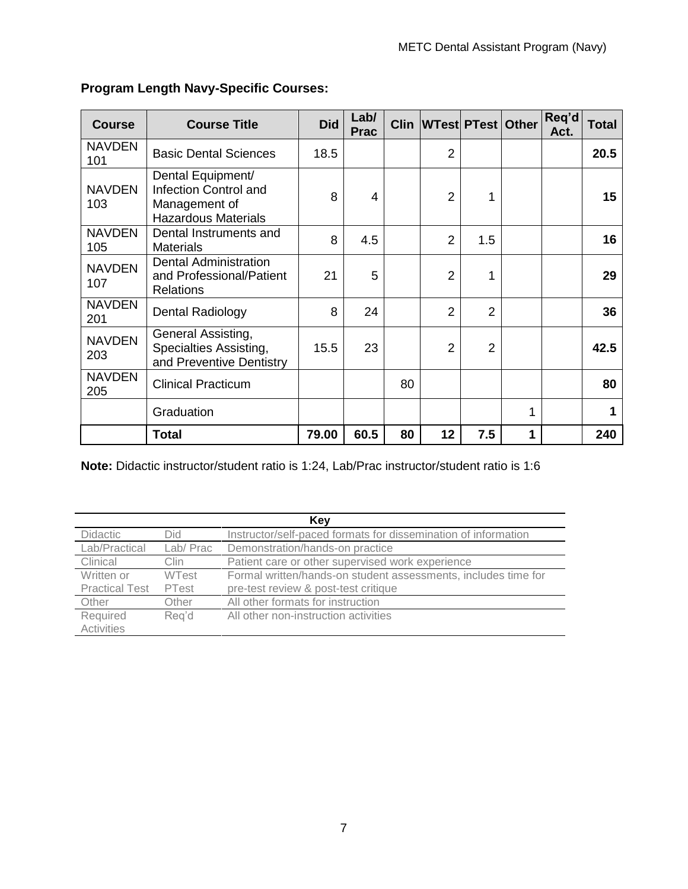**Program Length Navy-Specific Courses:**

| Course | Course Title | Did | Lab/ Prac | Clin | WTest | PTest | Other | Req'd Act. | Total |
|---|---|---|---|---|---|---|---|---|---|
| NAVDEN 101 | Basic Dental Sciences | 18.5 | | | 2 | | | | **20.5** |
| NAVDEN 103 | Dental Equipment/ Infection Control and Management of Hazardous Materials | 8 | 4 | | 2 | 1 | | | **15** |
| NAVDEN 105 | Dental Instruments and Materials | 8 | 4.5 | | 2 | 1.5 | | | **16** |
| NAVDEN 107 | Dental Administration and Professional/Patient Relations | 21 | 5 | | 2 | 1 | | | **29** |
| NAVDEN 201 | Dental Radiology | 8 | 24 | | 2 | 2 | | | **36** |
| NAVDEN 203 | General Assisting, Specialties Assisting, and Preventive Dentistry | 15.5 | 23 | | 2 | 2 | | | **42.5** |
| NAVDEN 205 | Clinical Practicum | | | 80 | | | | | **80** |
| | Graduation | | | | | | 1 | | **1** |
| | **Total** | **79.00** | **60.5** | **80** | **12** | **7.5** | **1** | | **240** |

**Note:** Didactic instructor/student ratio is 1:24, Lab/Prac instructor/student ratio is 1:6

| Key | | |
|---|---|---|
| Didactic | Did | Instructor/self-paced formats for dissemination of information |
| Lab/Practical | Lab/ Prac | Demonstration/hands-on practice |
| Clinical | Clin | Patient care or other supervised work experience |
| Written or Practical Test | WTest PTest | Formal written/hands-on student assessments, includes time for pre-test review & post-test critique |
| Other | Other | All other formats for instruction |
| Required Activities | Req'd | All other non-instruction activities |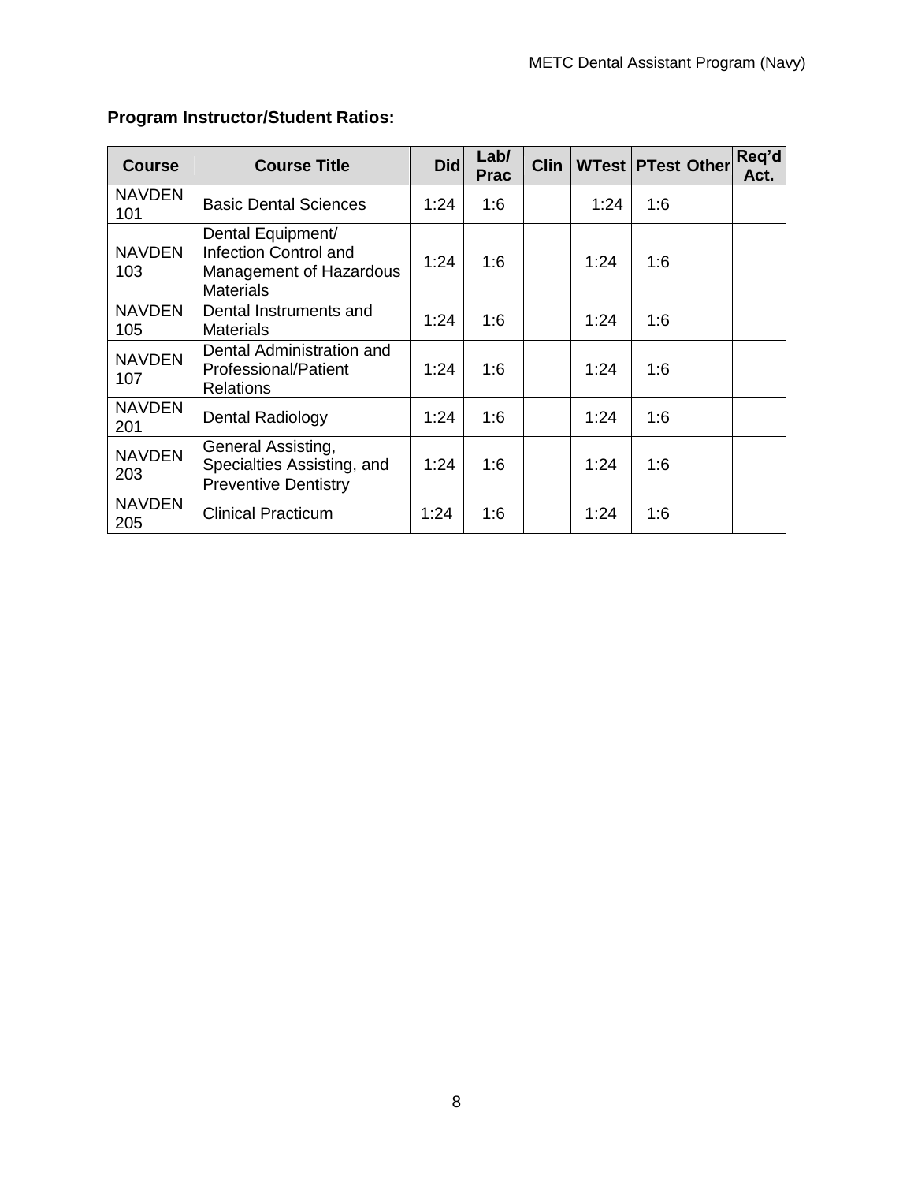**Program Instructor/Student Ratios:**

| Course | Course Title | Did | Lab/ Prac | Clin | WTest | PTest | Other | Req'd Act. |
|---|---|---|---|---|---|---|---|---|
| NAVDEN 101 | Basic Dental Sciences | 1:24 | 1:6 | | 1:24 | 1:6 | | |
| NAVDEN 103 | Dental Equipment/ Infection Control and Management of Hazardous Materials | 1:24 | 1:6 | | 1:24 | 1:6 | | |
| NAVDEN 105 | Dental Instruments and Materials | 1:24 | 1:6 | | 1:24 | 1:6 | | |
| NAVDEN 107 | Dental Administration and Professional/Patient Relations | 1:24 | 1:6 | | 1:24 | 1:6 | | |
| NAVDEN 201 | Dental Radiology | 1:24 | 1:6 | | 1:24 | 1:6 | | |
| NAVDEN 203 | General Assisting, Specialties Assisting, and Preventive Dentistry | 1:24 | 1:6 | | 1:24 | 1:6 | | |
| NAVDEN 205 | Clinical Practicum | 1:24 | 1:6 | | 1:24 | 1:6 | | |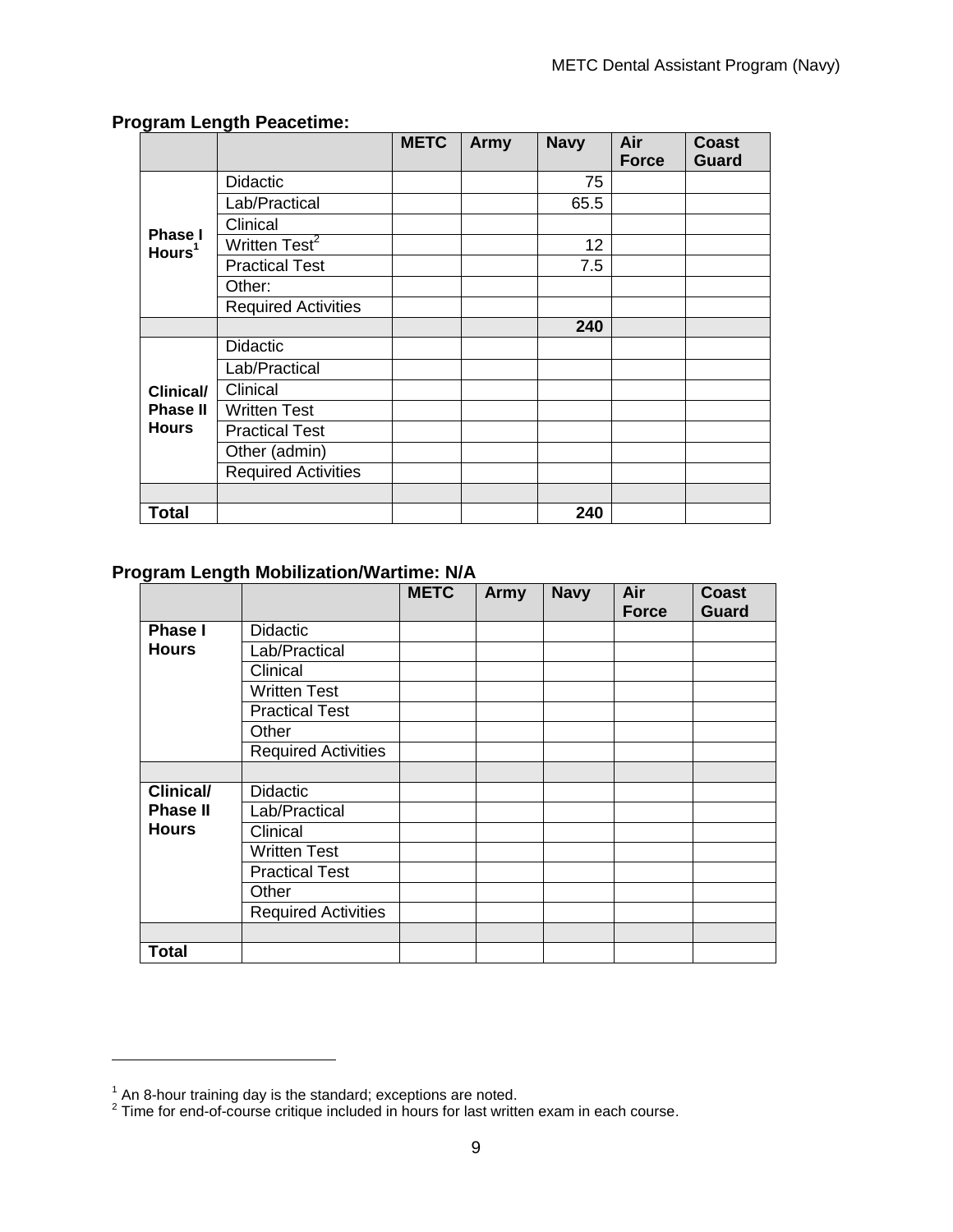**Program Length Peacetime:**

| | | METC | Army | Navy | Air Force | Coast Guard |
|---|---|---|---|---|---|---|
| Phase I Hours[1] | Didactic | | | 75 | | |
| | Lab/Practical | | | 65.5 | | |
| | Clinical | | | | | |
| | Written Test[2] | | | 12 | | |
| | Practical Test | | | 7.5 | | |
| | Other: | | | | | |
| | Required Activities | | | | | |
| | | | | **240** | | |
| Clinical/ Phase II Hours | Didactic | | | | | |
| | Lab/Practical | | | | | |
| | Clinical | | | | | |
| | Written Test | | | | | |
| | Practical Test | | | | | |
| | Other (admin) | | | | | |
| | Required Activities | | | | | |
| | | | | | | |
| **Total** | | | | **240** | | |

**Program Length Mobilization/Wartime: N/A**

| | | METC | Army | Navy | Air Force | Coast Guard |
|---|---|---|---|---|---|---|
| Phase I Hours | Didactic | | | | | |
| | Lab/Practical | | | | | |
| | Clinical | | | | | |
| | Written Test | | | | | |
| | Practical Test | | | | | |
| | Other | | | | | |
| | Required Activities | | | | | |
| | | | | | | |
| Clinical/ Phase II Hours | Didactic | | | | | |
| | Lab/Practical | | | | | |
| | Clinical | | | | | |
| | Written Test | | | | | |
| | Practical Test | | | | | |
| | Other | | | | | |
| | Required Activities | | | | | |
| | | | | | | |
| **Total** | | | | | | |

[1] An 8-hour training day is the standard; exceptions are noted.

[2] Time for end-of-course critique included in hours for last written exam in each course.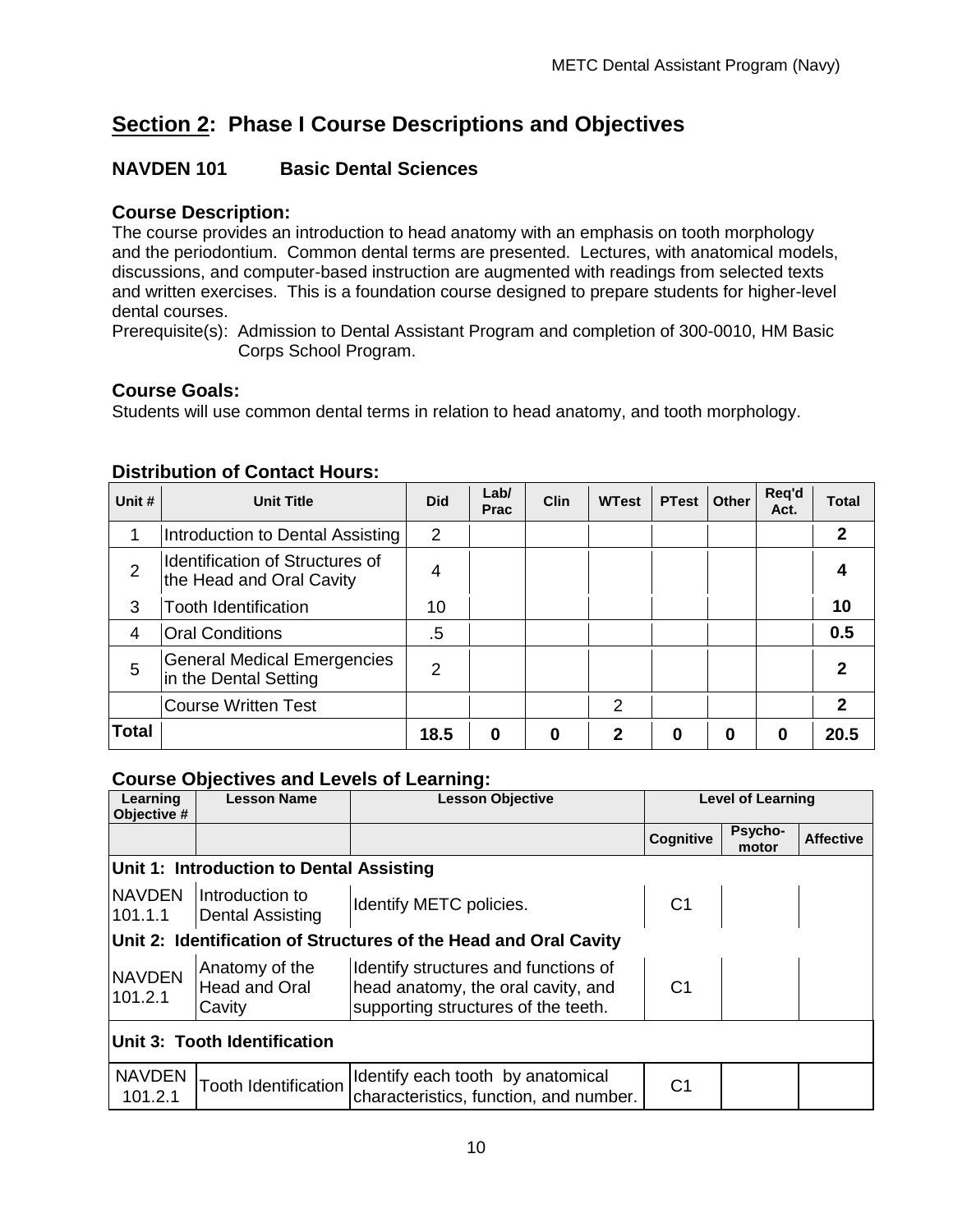## Section 2: Phase I Course Descriptions and Objectives

### NAVDEN 101 Basic Dental Sciences

### Course Description:

The course provides an introduction to head anatomy with an emphasis on tooth morphology and the periodontium. Common dental terms are presented. Lectures, with anatomical models, discussions, and computer-based instruction are augmented with readings from selected texts and written exercises. This is a foundation course designed to prepare students for higher-level dental courses.

Prerequisite(s): Admission to Dental Assistant Program and completion of 300-0010, HM Basic Corps School Program.

### Course Goals:

Students will use common dental terms in relation to head anatomy, and tooth morphology.

### Distribution of Contact Hours:

| Unit # | Unit Title | Did | Lab/ Prac | Clin | WTest | PTest | Other | Req'd Act. | Total |
|---|---|---|---|---|---|---|---|---|---|
| 1 | Introduction to Dental Assisting | 2 | | | | | | | **2** |
| 2 | Identification of Structures of the Head and Oral Cavity | 4 | | | | | | | **4** |
| 3 | Tooth Identification | 10 | | | | | | | **10** |
| 4 | Oral Conditions | .5 | | | | | | | **0.5** |
| 5 | General Medical Emergencies in the Dental Setting | 2 | | | | | | | **2** |
| | Course Written Test | | | | 2 | | | | **2** |
| **Total** | | **18.5** | **0** | **0** | **2** | **0** | **0** | **0** | **20.5** |

### Course Objectives and Levels of Learning:

| Learning Objective # | Lesson Name | Lesson Objective | Level of Learning | | |
|---|---|---|---|---|---|
| | | | Cognitive | Psycho-motor | Affective |
| **Unit 1: Introduction to Dental Assisting** | | | | | |
| NAVDEN 101.1.1 | Introduction to Dental Assisting | Identify METC policies. | C1 | | |
| **Unit 2: Identification of Structures of the Head and Oral Cavity** | | | | | |
| NAVDEN 101.2.1 | Anatomy of the Head and Oral Cavity | Identify structures and functions of head anatomy, the oral cavity, and supporting structures of the teeth. | C1 | | |
| **Unit 3: Tooth Identification** | | | | | |
| NAVDEN 101.2.1 | Tooth Identification | Identify each tooth by anatomical characteristics, function, and number. | C1 | | |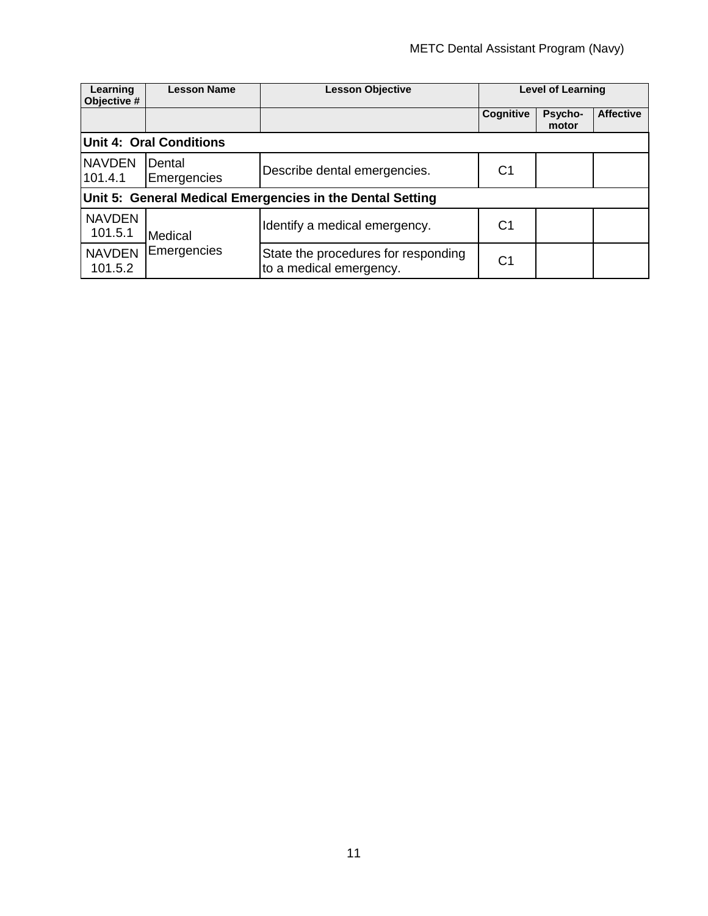| Learning Objective # | Lesson Name | Lesson Objective | Level of Learning | | |
|---|---|---|---|---|---|
| | | | Cognitive | Psycho-motor | Affective |
| **Unit 4: Oral Conditions** | | | | | |
| NAVDEN 101.4.1 | Dental Emergencies | Describe dental emergencies. | C1 | | |
| **Unit 5: General Medical Emergencies in the Dental Setting** | | | | | |
| NAVDEN 101.5.1 | Medical Emergencies | Identify a medical emergency. | C1 | | |
| NAVDEN 101.5.2 | Medical Emergencies | State the procedures for responding to a medical emergency. | C1 | | |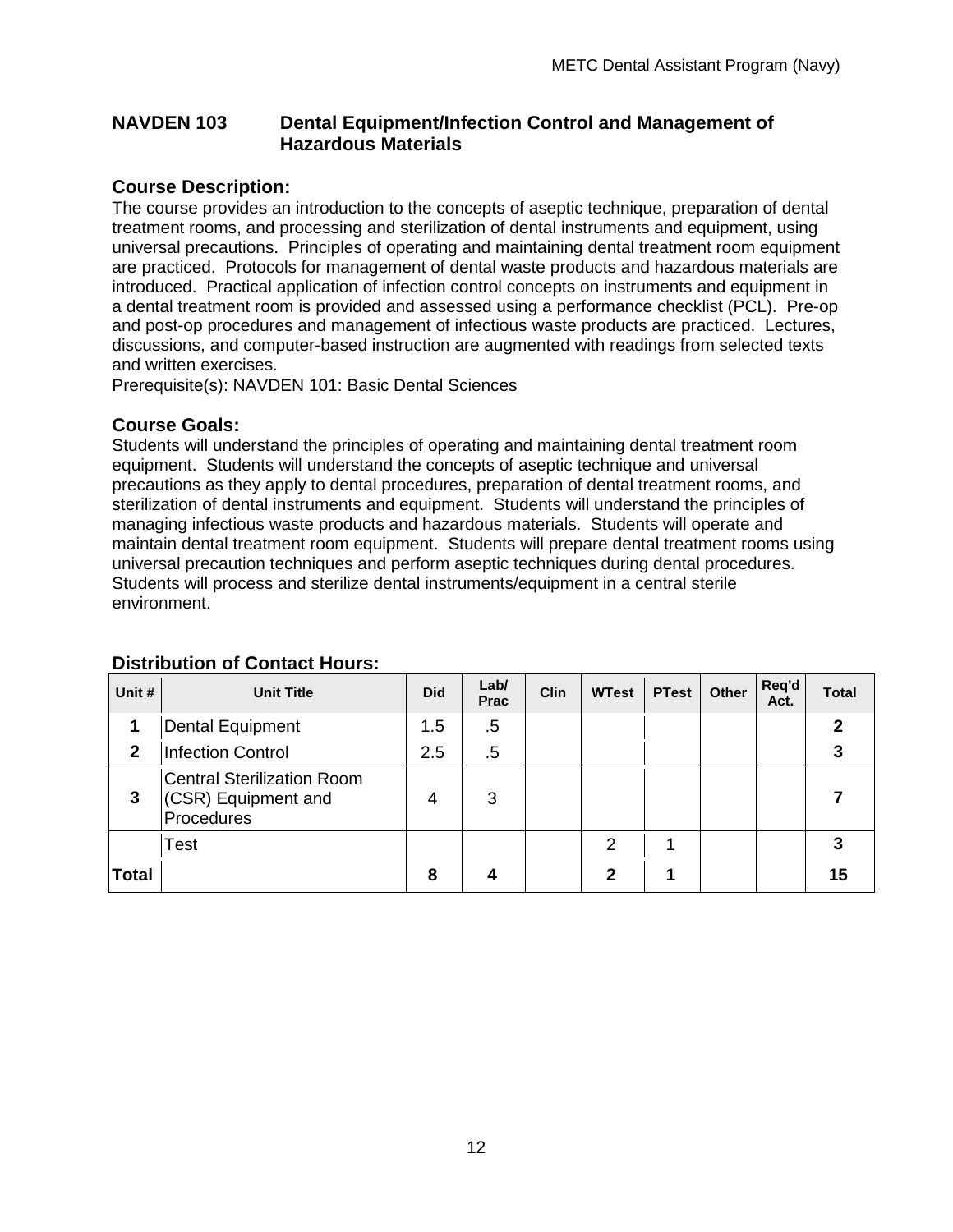## NAVDEN 103 Dental Equipment/Infection Control and Management of Hazardous Materials

### Course Description:

The course provides an introduction to the concepts of aseptic technique, preparation of dental treatment rooms, and processing and sterilization of dental instruments and equipment, using universal precautions. Principles of operating and maintaining dental treatment room equipment are practiced. Protocols for management of dental waste products and hazardous materials are introduced. Practical application of infection control concepts on instruments and equipment in a dental treatment room is provided and assessed using a performance checklist (PCL). Pre-op and post-op procedures and management of infectious waste products are practiced. Lectures, discussions, and computer-based instruction are augmented with readings from selected texts and written exercises.

Prerequisite(s): NAVDEN 101: Basic Dental Sciences

### Course Goals:

Students will understand the principles of operating and maintaining dental treatment room equipment. Students will understand the concepts of aseptic technique and universal precautions as they apply to dental procedures, preparation of dental treatment rooms, and sterilization of dental instruments and equipment. Students will understand the principles of managing infectious waste products and hazardous materials. Students will operate and maintain dental treatment room equipment. Students will prepare dental treatment rooms using universal precaution techniques and perform aseptic techniques during dental procedures. Students will process and sterilize dental instruments/equipment in a central sterile environment.

### Distribution of Contact Hours:

| Unit # | Unit Title | Did | Lab/ Prac | Clin | WTest | PTest | Other | Req'd Act. | Total |
|---|---|---|---|---|---|---|---|---|---|
| **1** | Dental Equipment | 1.5 | .5 | | | | | | **2** |
| **2** | Infection Control | 2.5 | .5 | | | | | | **3** |
| **3** | Central Sterilization Room (CSR) Equipment and Procedures | 4 | 3 | | | | | | **7** |
| | Test | | | | 2 | 1 | | | **3** |
| **Total** | | **8** | **4** | | **2** | **1** | | | **15** |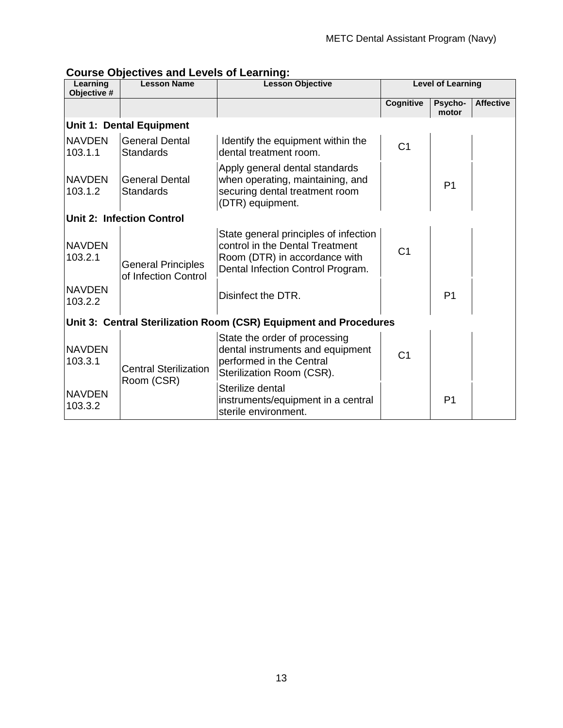## Course Objectives and Levels of Learning:

| Learning Objective # | Lesson Name | Lesson Objective | Level of Learning | | |
|---|---|---|---|---|---|
| | | | Cognitive | Psycho-motor | Affective |
| **Unit 1: Dental Equipment** | | | | | |
| NAVDEN 103.1.1 | General Dental Standards | Identify the equipment within the dental treatment room. | C1 | | |
| NAVDEN 103.1.2 | General Dental Standards | Apply general dental standards when operating, maintaining, and securing dental treatment room (DTR) equipment. | | P1 | |
| **Unit 2: Infection Control** | | | | | |
| NAVDEN 103.2.1 | General Principles of Infection Control | State general principles of infection control in the Dental Treatment Room (DTR) in accordance with Dental Infection Control Program. | C1 | | |
| NAVDEN 103.2.2 | General Principles of Infection Control | Disinfect the DTR. | | P1 | |
| **Unit 3: Central Sterilization Room (CSR) Equipment and Procedures** | | | | | |
| NAVDEN 103.3.1 | Central Sterilization Room (CSR) | State the order of processing dental instruments and equipment performed in the Central Sterilization Room (CSR). | C1 | | |
| NAVDEN 103.3.2 | Central Sterilization Room (CSR) | Sterilize dental instruments/equipment in a central sterile environment. | | P1 | |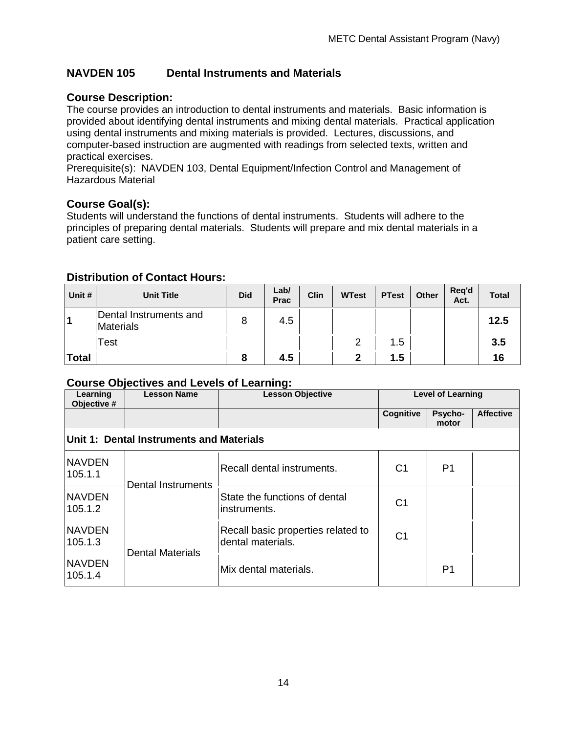## NAVDEN 105 Dental Instruments and Materials

### Course Description:

The course provides an introduction to dental instruments and materials. Basic information is provided about identifying dental instruments and mixing dental materials. Practical application using dental instruments and mixing materials is provided. Lectures, discussions, and computer-based instruction are augmented with readings from selected texts, written and practical exercises.
Prerequisite(s): NAVDEN 103, Dental Equipment/Infection Control and Management of Hazardous Material

### Course Goal(s):

Students will understand the functions of dental instruments. Students will adhere to the principles of preparing dental materials. Students will prepare and mix dental materials in a patient care setting.

### Distribution of Contact Hours:

| Unit # | Unit Title | Did | Lab/ Prac | Clin | WTest | PTest | Other | Req'd Act. | Total |
|---|---|---|---|---|---|---|---|---|---|
| **1** | Dental Instruments and Materials | 8 | 4.5 | | | | | | **12.5** |
| | Test | | | | 2 | 1.5 | | | **3.5** |
| **Total** | | **8** | **4.5** | | **2** | **1.5** | | | **16** |

### Course Objectives and Levels of Learning:

| Learning Objective # | Lesson Name | Lesson Objective | Level of Learning | | |
|---|---|---|---|---|---|
| | | | Cognitive | Psycho-motor | Affective |
| **Unit 1: Dental Instruments and Materials** | | | | | |
| NAVDEN 105.1.1 | Dental Instruments | Recall dental instruments. | C1 | P1 | |
| NAVDEN 105.1.2 | | State the functions of dental instruments. | C1 | | |
| NAVDEN 105.1.3 | Dental Materials | Recall basic properties related to dental materials. | C1 | | |
| NAVDEN 105.1.4 | | Mix dental materials. | | P1 | |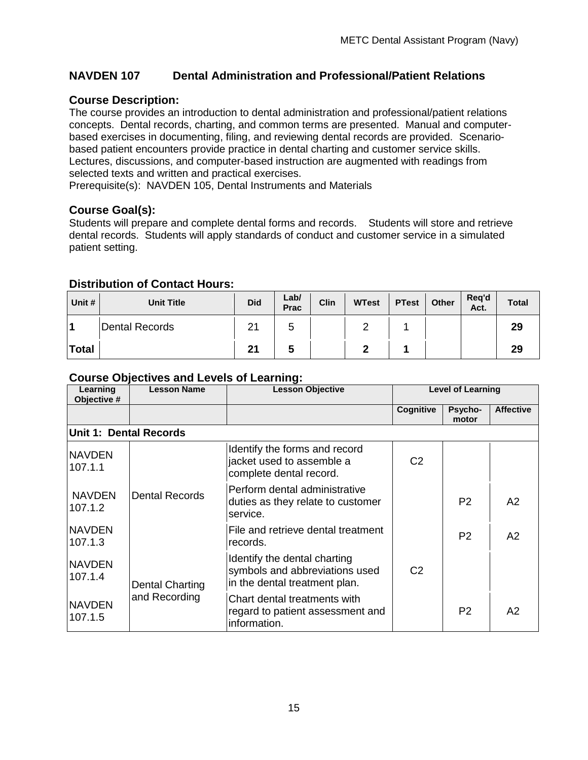## NAVDEN 107 Dental Administration and Professional/Patient Relations

### Course Description:

The course provides an introduction to dental administration and professional/patient relations concepts. Dental records, charting, and common terms are presented. Manual and computer-based exercises in documenting, filing, and reviewing dental records are provided. Scenario-based patient encounters provide practice in dental charting and customer service skills. Lectures, discussions, and computer-based instruction are augmented with readings from selected texts and written and practical exercises.
Prerequisite(s): NAVDEN 105, Dental Instruments and Materials

### Course Goal(s):

Students will prepare and complete dental forms and records. Students will store and retrieve dental records. Students will apply standards of conduct and customer service in a simulated patient setting.

### Distribution of Contact Hours:

| Unit # | Unit Title | Did | Lab/ Prac | Clin | WTest | PTest | Other | Req'd Act. | Total |
|---|---|---|---|---|---|---|---|---|---|
| 1 | Dental Records | 21 | 5 | | 2 | 1 | | | **29** |
| **Total** | | **21** | **5** | | **2** | **1** | | | **29** |

### Course Objectives and Levels of Learning:

| Learning Objective # | Lesson Name | Lesson Objective | Level of Learning | | |
|---|---|---|---|---|---|
| | | | Cognitive | Psycho-motor | Affective |
| **Unit 1: Dental Records** | | | | | |
| NAVDEN 107.1.1 | Dental Records | Identify the forms and record jacket used to assemble a complete dental record. | C2 | | |
| NAVDEN 107.1.2 | | Perform dental administrative duties as they relate to customer service. | | P2 | A2 |
| NAVDEN 107.1.3 | | File and retrieve dental treatment records. | | P2 | A2 |
| NAVDEN 107.1.4 | Dental Charting and Recording | Identify the dental charting symbols and abbreviations used in the dental treatment plan. | C2 | | |
| NAVDEN 107.1.5 | | Chart dental treatments with regard to patient assessment and information. | | P2 | A2 |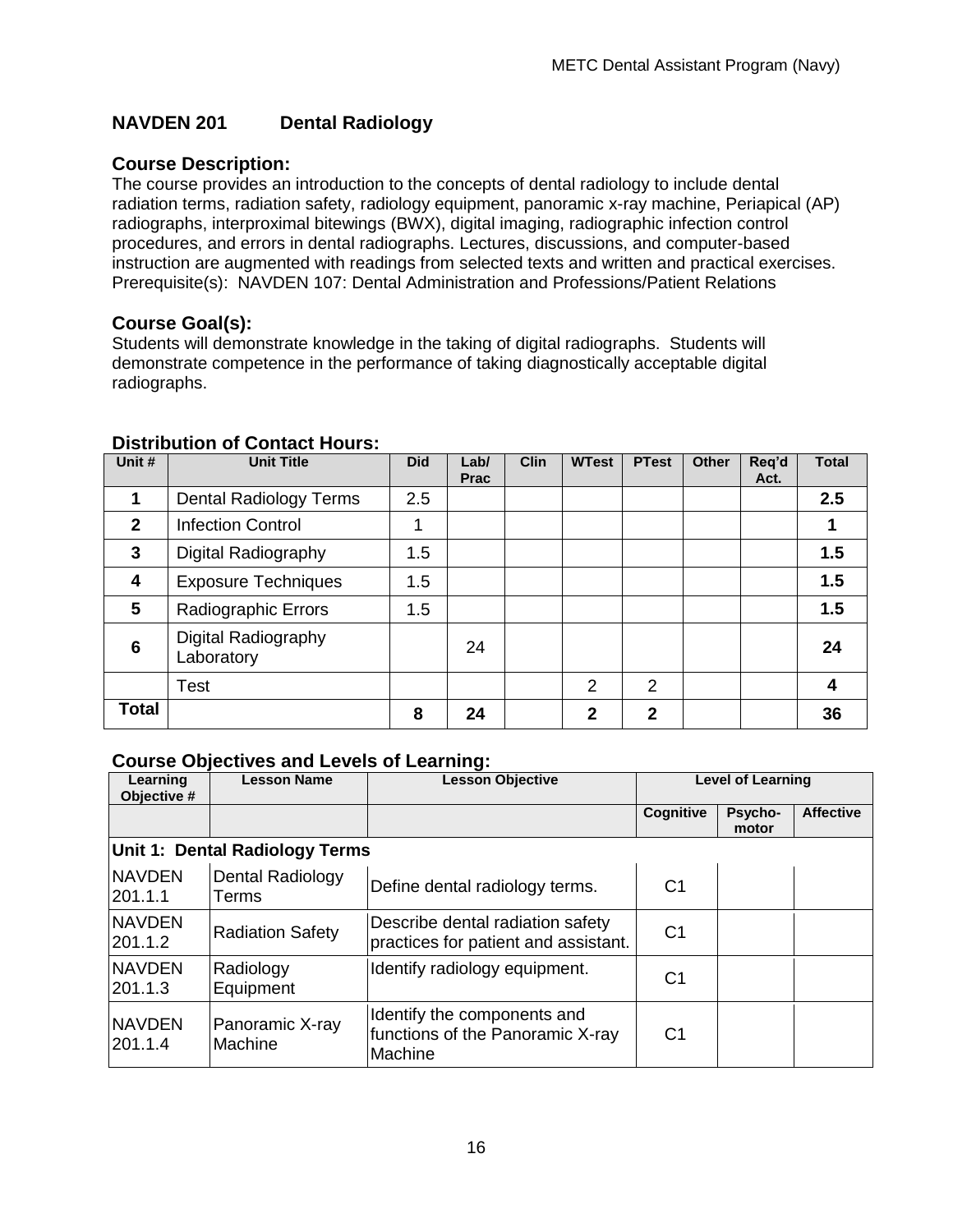## NAVDEN 201 Dental Radiology

### Course Description:

The course provides an introduction to the concepts of dental radiology to include dental radiation terms, radiation safety, radiology equipment, panoramic x-ray machine, Periapical (AP) radiographs, interproximal bitewings (BWX), digital imaging, radiographic infection control procedures, and errors in dental radiographs. Lectures, discussions, and computer-based instruction are augmented with readings from selected texts and written and practical exercises. Prerequisite(s): NAVDEN 107: Dental Administration and Professions/Patient Relations

### Course Goal(s):

Students will demonstrate knowledge in the taking of digital radiographs. Students will demonstrate competence in the performance of taking diagnostically acceptable digital radiographs.

### Distribution of Contact Hours:

| Unit # | Unit Title | Did | Lab/ Prac | Clin | WTest | PTest | Other | Req'd Act. | Total |
|---|---|---|---|---|---|---|---|---|---|
| **1** | Dental Radiology Terms | 2.5 | | | | | | | **2.5** |
| **2** | Infection Control | 1 | | | | | | | **1** |
| **3** | Digital Radiography | 1.5 | | | | | | | **1.5** |
| **4** | Exposure Techniques | 1.5 | | | | | | | **1.5** |
| **5** | Radiographic Errors | 1.5 | | | | | | | **1.5** |
| **6** | Digital Radiography Laboratory | | 24 | | | | | | **24** |
| | Test | | | | 2 | 2 | | | **4** |
| **Total** | | **8** | **24** | | **2** | **2** | | | **36** |

### Course Objectives and Levels of Learning:

| Learning Objective # | Lesson Name | Lesson Objective | Level of Learning | | |
|---|---|---|---|---|---|
| | | | Cognitive | Psycho-motor | Affective |
| **Unit 1: Dental Radiology Terms** | | | | | |
| NAVDEN 201.1.1 | Dental Radiology Terms | Define dental radiology terms. | C1 | | |
| NAVDEN 201.1.2 | Radiation Safety | Describe dental radiation safety practices for patient and assistant. | C1 | | |
| NAVDEN 201.1.3 | Radiology Equipment | Identify radiology equipment. | C1 | | |
| NAVDEN 201.1.4 | Panoramic X-ray Machine | Identify the components and functions of the Panoramic X-ray Machine | C1 | | |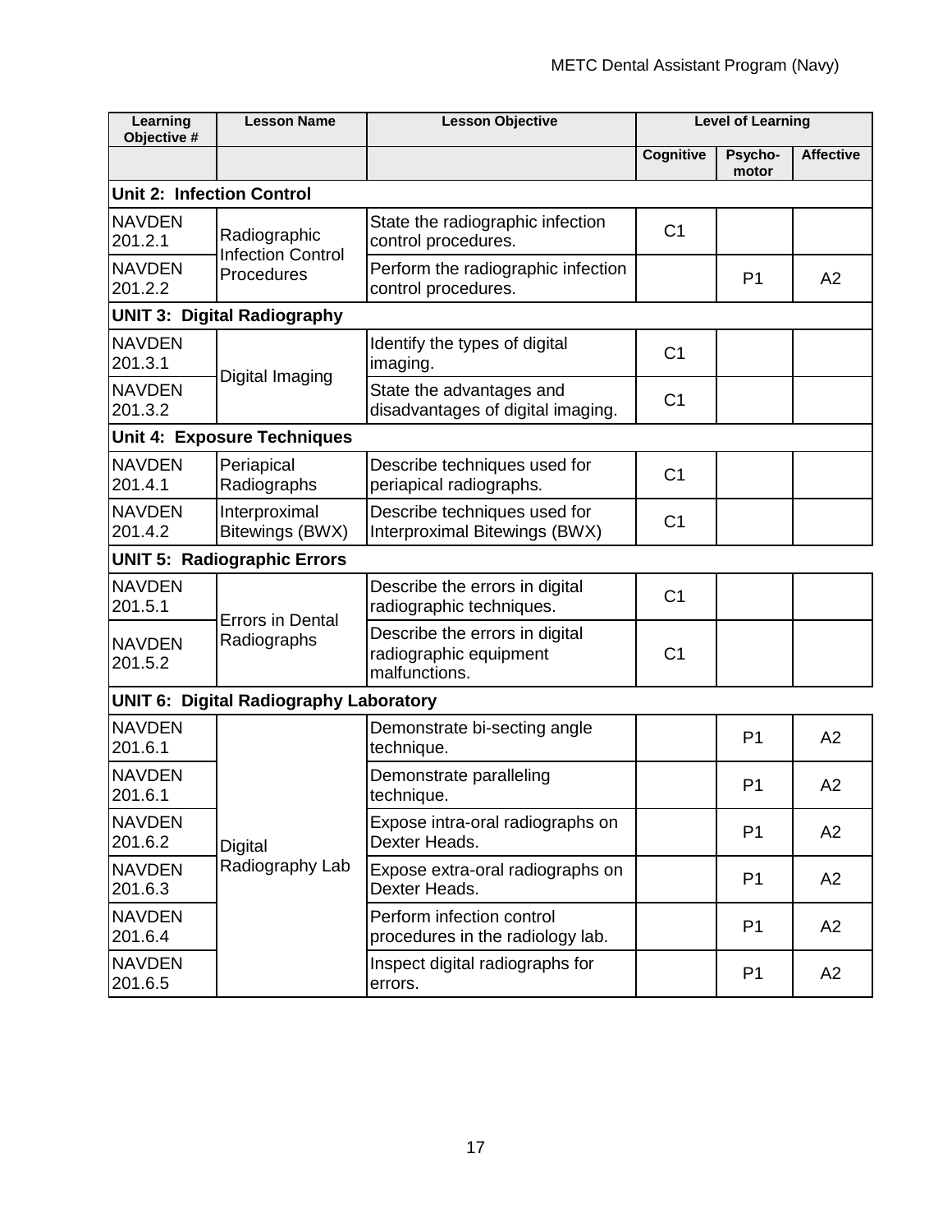| Learning Objective # | Lesson Name | Lesson Objective | Level of Learning | | |
|---|---|---|---|---|---|
| | | | Cognitive | Psycho-motor | Affective |
| **Unit 2: Infection Control** | | | | | |
| NAVDEN 201.2.1 | Radiographic Infection Control Procedures | State the radiographic infection control procedures. | C1 | | |
| NAVDEN 201.2.2 | | Perform the radiographic infection control procedures. | | P1 | A2 |
| **UNIT 3: Digital Radiography** | | | | | |
| NAVDEN 201.3.1 | Digital Imaging | Identify the types of digital imaging. | C1 | | |
| NAVDEN 201.3.2 | | State the advantages and disadvantages of digital imaging. | C1 | | |
| **Unit 4: Exposure Techniques** | | | | | |
| NAVDEN 201.4.1 | Periapical Radiographs | Describe techniques used for periapical radiographs. | C1 | | |
| NAVDEN 201.4.2 | Interproximal Bitewings (BWX) | Describe techniques used for Interproximal Bitewings (BWX) | C1 | | |
| **UNIT 5: Radiographic Errors** | | | | | |
| NAVDEN 201.5.1 | Errors in Dental Radiographs | Describe the errors in digital radiographic techniques. | C1 | | |
| NAVDEN 201.5.2 | | Describe the errors in digital radiographic equipment malfunctions. | C1 | | |
| **UNIT 6: Digital Radiography Laboratory** | | | | | |
| NAVDEN 201.6.1 | Digital Radiography Lab | Demonstrate bi-secting angle technique. | | P1 | A2 |
| NAVDEN 201.6.1 | | Demonstrate paralleling technique. | | P1 | A2 |
| NAVDEN 201.6.2 | | Expose intra-oral radiographs on Dexter Heads. | | P1 | A2 |
| NAVDEN 201.6.3 | | Expose extra-oral radiographs on Dexter Heads. | | P1 | A2 |
| NAVDEN 201.6.4 | | Perform infection control procedures in the radiology lab. | | P1 | A2 |
| NAVDEN 201.6.5 | | Inspect digital radiographs for errors. | | P1 | A2 |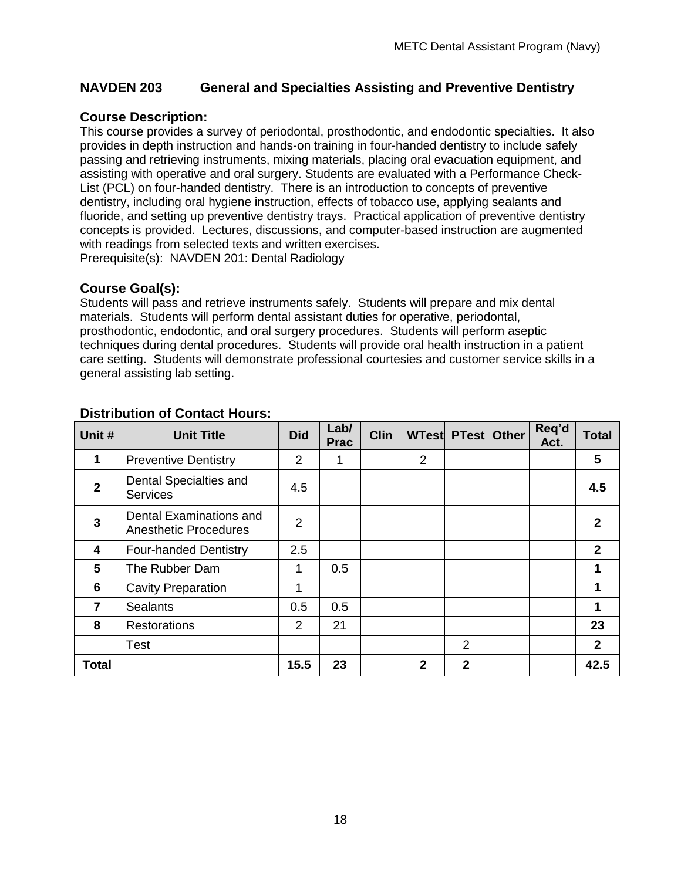## NAVDEN 203 General and Specialties Assisting and Preventive Dentistry

### Course Description:

This course provides a survey of periodontal, prosthodontic, and endodontic specialties. It also provides in depth instruction and hands-on training in four-handed dentistry to include safely passing and retrieving instruments, mixing materials, placing oral evacuation equipment, and assisting with operative and oral surgery. Students are evaluated with a Performance Check-List (PCL) on four-handed dentistry. There is an introduction to concepts of preventive dentistry, including oral hygiene instruction, effects of tobacco use, applying sealants and fluoride, and setting up preventive dentistry trays. Practical application of preventive dentistry concepts is provided. Lectures, discussions, and computer-based instruction are augmented with readings from selected texts and written exercises.
Prerequisite(s): NAVDEN 201: Dental Radiology

### Course Goal(s):

Students will pass and retrieve instruments safely. Students will prepare and mix dental materials. Students will perform dental assistant duties for operative, periodontal, prosthodontic, endodontic, and oral surgery procedures. Students will perform aseptic techniques during dental procedures. Students will provide oral health instruction in a patient care setting. Students will demonstrate professional courtesies and customer service skills in a general assisting lab setting.

### Distribution of Contact Hours:

| Unit # | Unit Title | Did | Lab/ Prac | Clin | WTest | PTest | Other | Req'd Act. | Total |
|---|---|---|---|---|---|---|---|---|---|
| 1 | Preventive Dentistry | 2 | 1 | | 2 | | | | **5** |
| 2 | Dental Specialties and Services | 4.5 | | | | | | | **4.5** |
| 3 | Dental Examinations and Anesthetic Procedures | 2 | | | | | | | **2** |
| 4 | Four-handed Dentistry | 2.5 | | | | | | | **2** |
| 5 | The Rubber Dam | 1 | 0.5 | | | | | | **1** |
| 6 | Cavity Preparation | 1 | | | | | | | **1** |
| 7 | Sealants | 0.5 | 0.5 | | | | | | **1** |
| 8 | Restorations | 2 | 21 | | | | | | **23** |
| | Test | | | | | 2 | | | **2** |
| **Total** | | **15.5** | **23** | | **2** | **2** | | | **42.5** |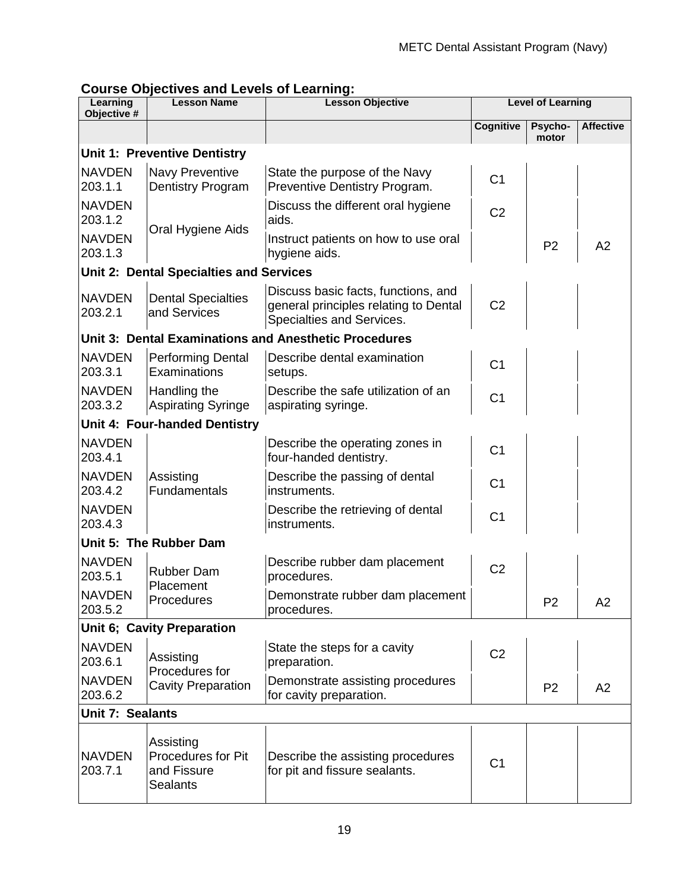## Course Objectives and Levels of Learning:

| Learning Objective # | Lesson Name | Lesson Objective | Level of Learning | | |
|---|---|---|---|---|---|
| | | | Cognitive | Psycho-motor | Affective |
| **Unit 1: Preventive Dentistry** | | | | | |
| NAVDEN 203.1.1 | Navy Preventive Dentistry Program | State the purpose of the Navy Preventive Dentistry Program. | C1 | | |
| NAVDEN 203.1.2 | Oral Hygiene Aids | Discuss the different oral hygiene aids. | C2 | | |
| NAVDEN 203.1.3 | | Instruct patients on how to use oral hygiene aids. | | P2 | A2 |
| **Unit 2: Dental Specialties and Services** | | | | | |
| NAVDEN 203.2.1 | Dental Specialties and Services | Discuss basic facts, functions, and general principles relating to Dental Specialties and Services. | C2 | | |
| **Unit 3: Dental Examinations and Anesthetic Procedures** | | | | | |
| NAVDEN 203.3.1 | Performing Dental Examinations | Describe dental examination setups. | C1 | | |
| NAVDEN 203.3.2 | Handling the Aspirating Syringe | Describe the safe utilization of an aspirating syringe. | C1 | | |
| **Unit 4: Four-handed Dentistry** | | | | | |
| NAVDEN 203.4.1 | Assisting Fundamentals | Describe the operating zones in four-handed dentistry. | C1 | | |
| NAVDEN 203.4.2 | | Describe the passing of dental instruments. | C1 | | |
| NAVDEN 203.4.3 | | Describe the retrieving of dental instruments. | C1 | | |
| **Unit 5: The Rubber Dam** | | | | | |
| NAVDEN 203.5.1 | Rubber Dam Placement Procedures | Describe rubber dam placement procedures. | C2 | | |
| NAVDEN 203.5.2 | | Demonstrate rubber dam placement procedures. | | P2 | A2 |
| **Unit 6; Cavity Preparation** | | | | | |
| NAVDEN 203.6.1 | Assisting Procedures for Cavity Preparation | State the steps for a cavity preparation. | C2 | | |
| NAVDEN 203.6.2 | | Demonstrate assisting procedures for cavity preparation. | | P2 | A2 |
| **Unit 7: Sealants** | | | | | |
| NAVDEN 203.7.1 | Assisting Procedures for Pit and Fissure Sealants | Describe the assisting procedures for pit and fissure sealants. | C1 | | |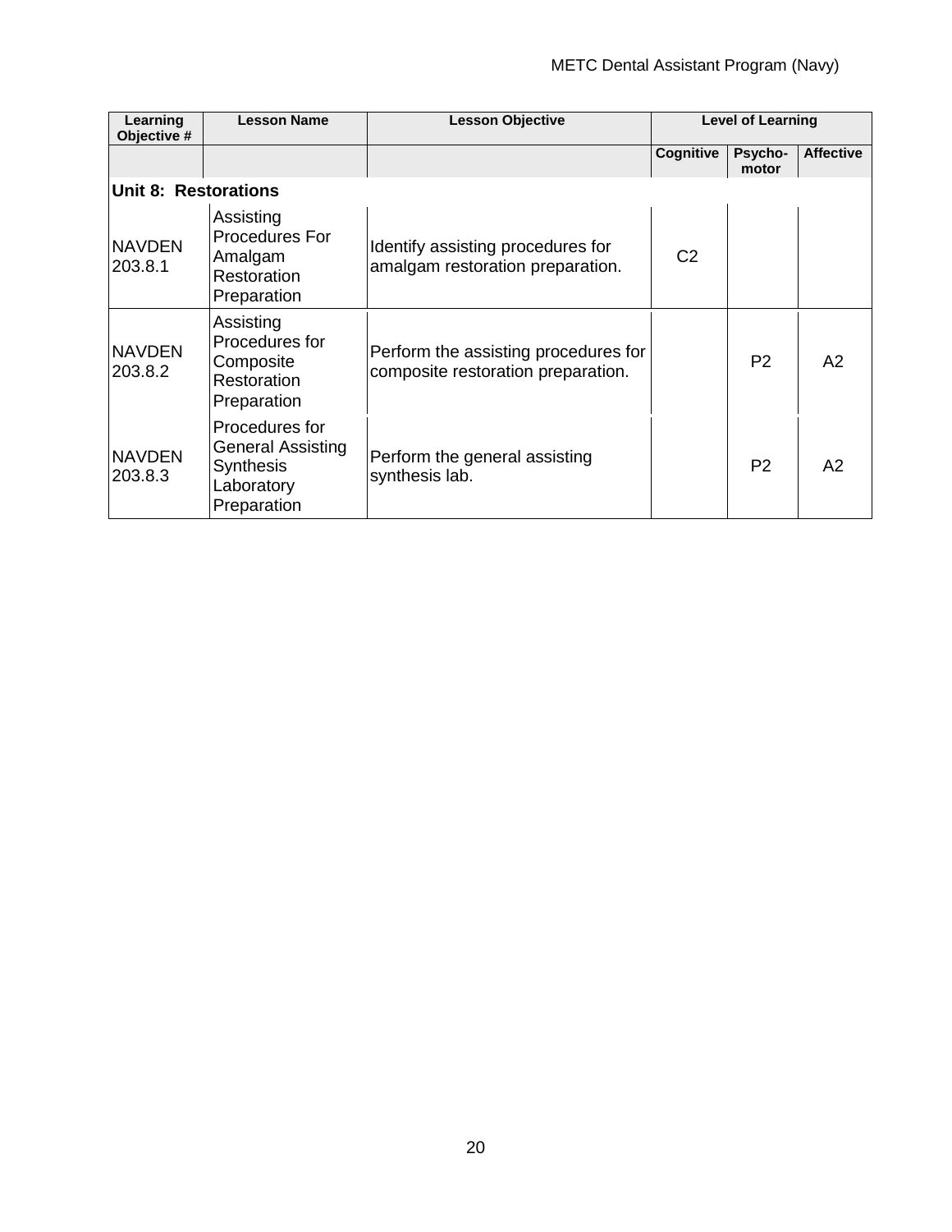| Learning Objective # | Lesson Name | Lesson Objective | Level of Learning | | |
|---|---|---|---|---|---|
| | | | Cognitive | Psycho-motor | Affective |
| **Unit 8: Restorations** | | | | | |
| NAVDEN 203.8.1 | Assisting Procedures For Amalgam Restoration Preparation | Identify assisting procedures for amalgam restoration preparation. | C2 | | |
| NAVDEN 203.8.2 | Assisting Procedures for Composite Restoration Preparation | Perform the assisting procedures for composite restoration preparation. | | P2 | A2 |
| NAVDEN 203.8.3 | Procedures for General Assisting Synthesis Laboratory Preparation | Perform the general assisting synthesis lab. | | P2 | A2 |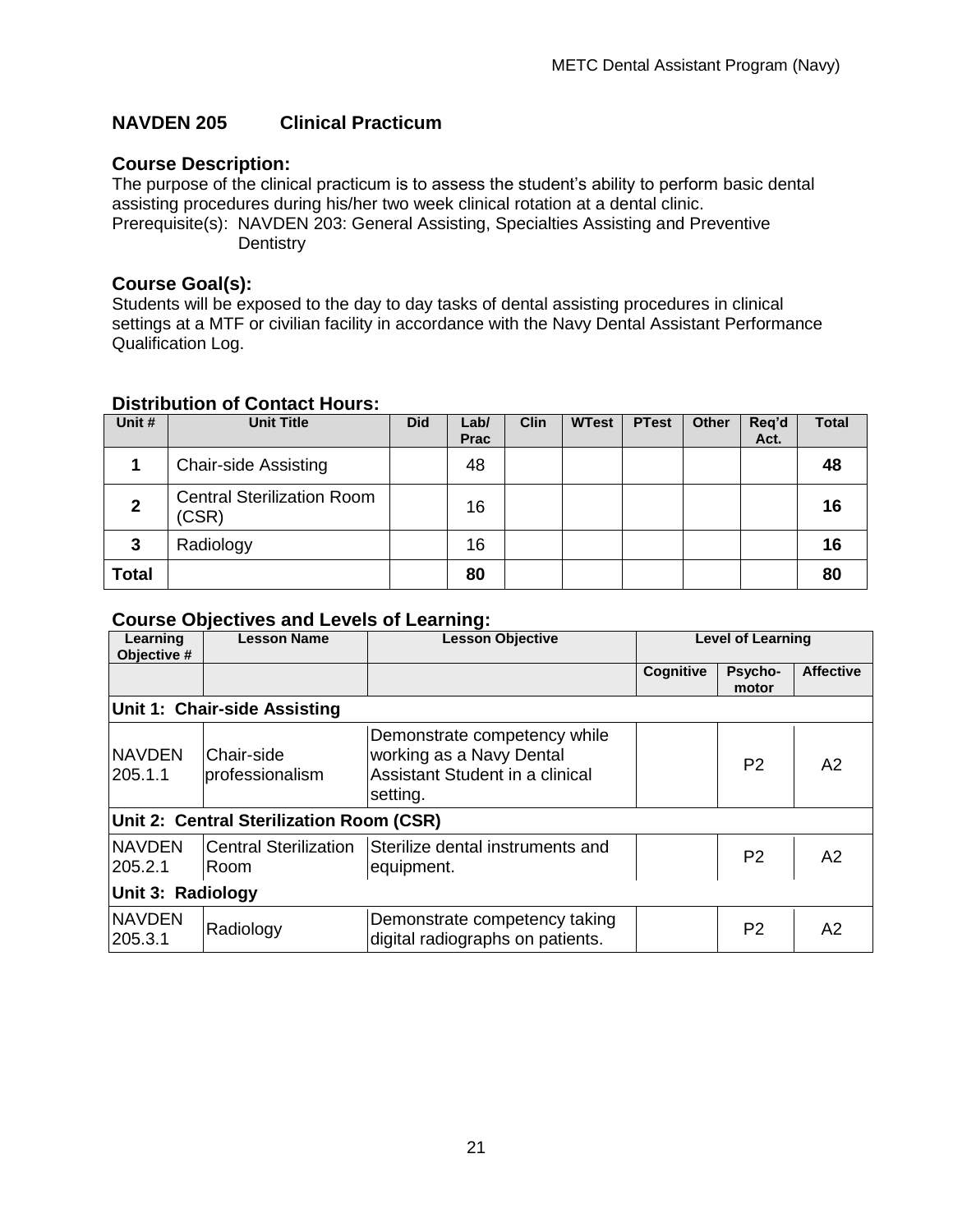## NAVDEN 205 Clinical Practicum

### Course Description:

The purpose of the clinical practicum is to assess the student's ability to perform basic dental assisting procedures during his/her two week clinical rotation at a dental clinic.

Prerequisite(s): NAVDEN 203: General Assisting, Specialties Assisting and Preventive Dentistry

### Course Goal(s):

Students will be exposed to the day to day tasks of dental assisting procedures in clinical settings at a MTF or civilian facility in accordance with the Navy Dental Assistant Performance Qualification Log.

### Distribution of Contact Hours:

| Unit # | Unit Title | Did | Lab/ Prac | Clin | WTest | PTest | Other | Req'd Act. | Total |
|---|---|---|---|---|---|---|---|---|---|
| **1** | Chair-side Assisting | | 48 | | | | | | **48** |
| **2** | Central Sterilization Room (CSR) | | 16 | | | | | | **16** |
| **3** | Radiology | | 16 | | | | | | **16** |
| **Total** | | | **80** | | | | | | **80** |

### Course Objectives and Levels of Learning:

| Learning Objective # | Lesson Name | Lesson Objective | Level of Learning | | |
|---|---|---|---|---|---|
| | | | Cognitive | Psycho-motor | Affective |
| **Unit 1: Chair-side Assisting** | | | | | |
| NAVDEN 205.1.1 | Chair-side professionalism | Demonstrate competency while working as a Navy Dental Assistant Student in a clinical setting. | | P2 | A2 |
| **Unit 2: Central Sterilization Room (CSR)** | | | | | |
| NAVDEN 205.2.1 | Central Sterilization Room | Sterilize dental instruments and equipment. | | P2 | A2 |
| **Unit 3: Radiology** | | | | | |
| NAVDEN 205.3.1 | Radiology | Demonstrate competency taking digital radiographs on patients. | | P2 | A2 |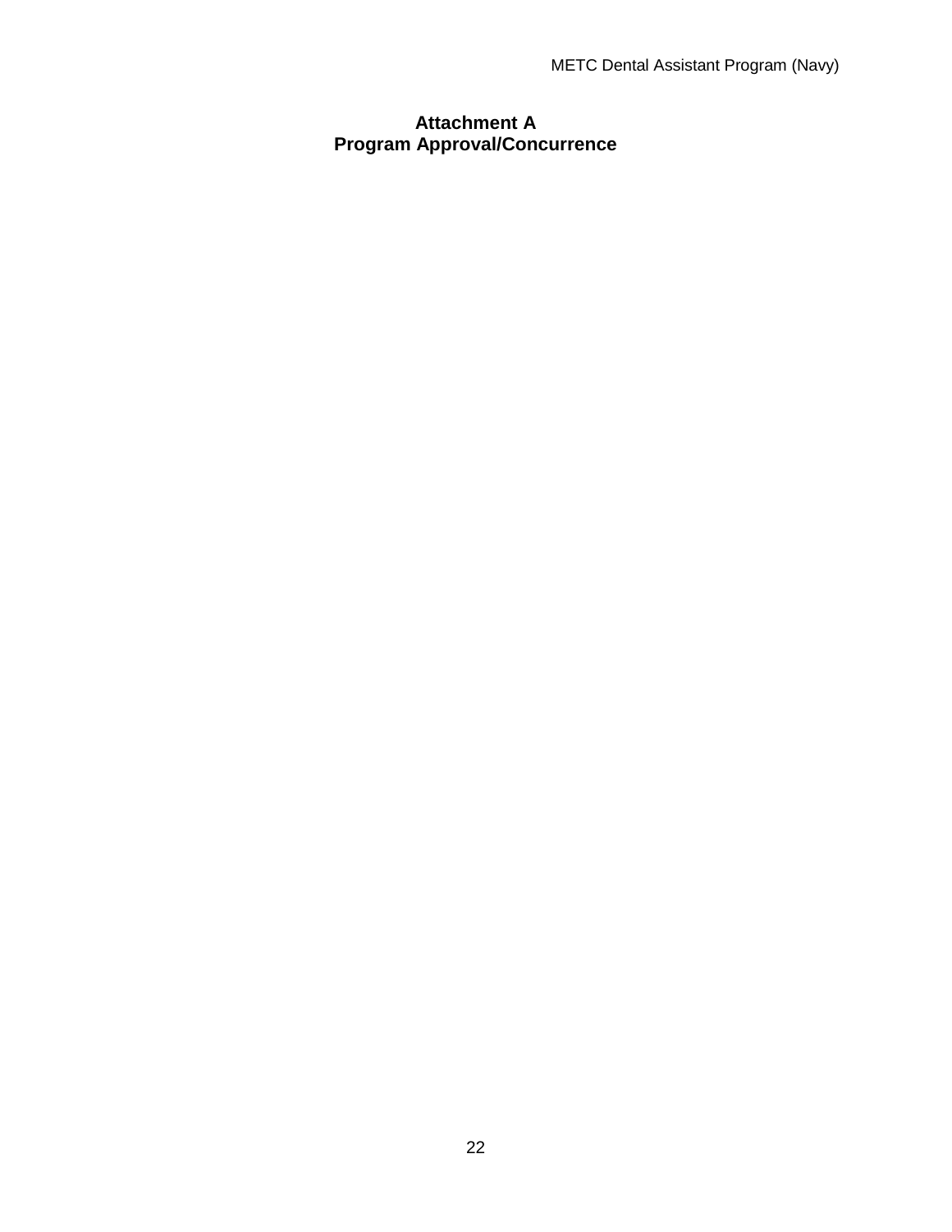# Attachment A
## Program Approval/Concurrence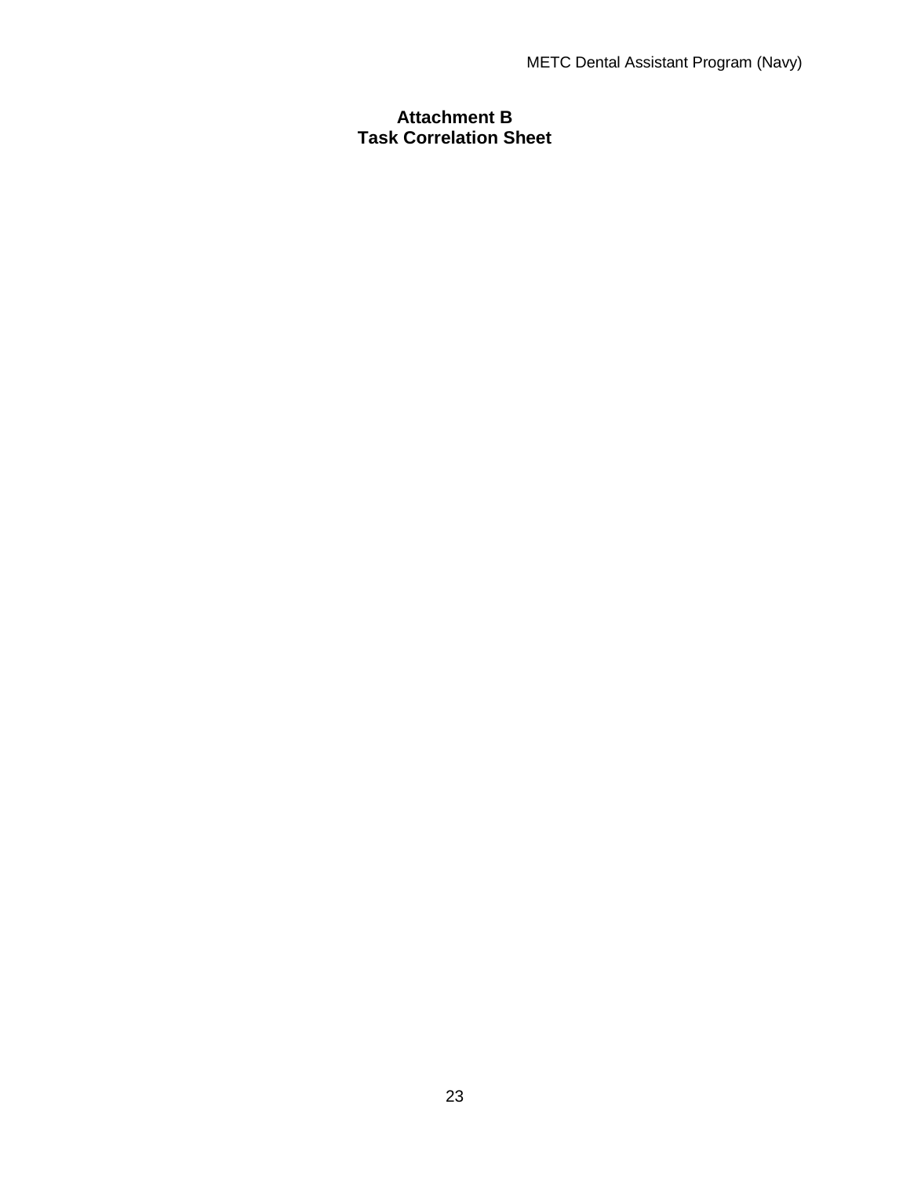# Attachment B
# Task Correlation Sheet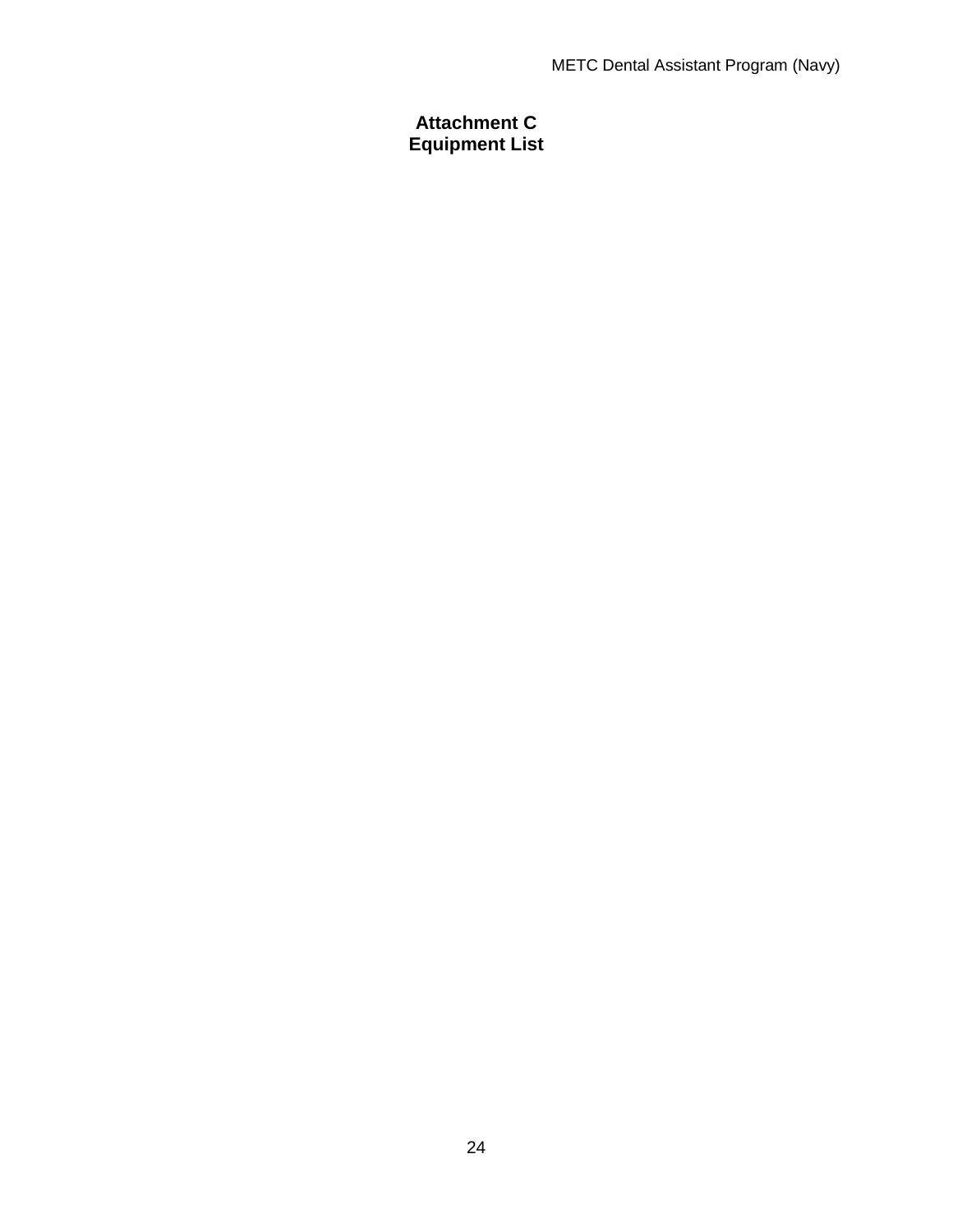# Attachment C
# Equipment List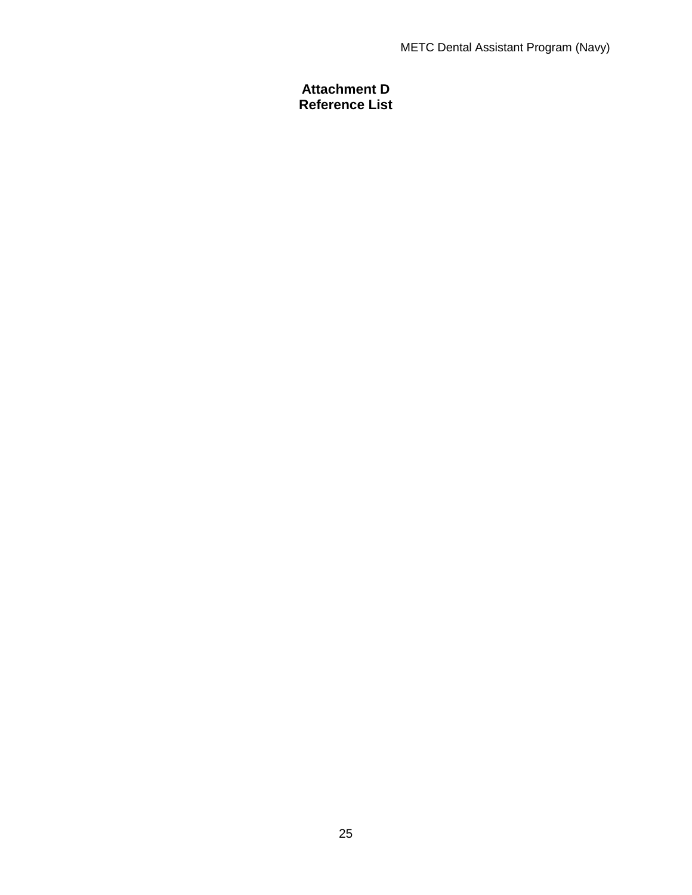# Attachment D
# Reference List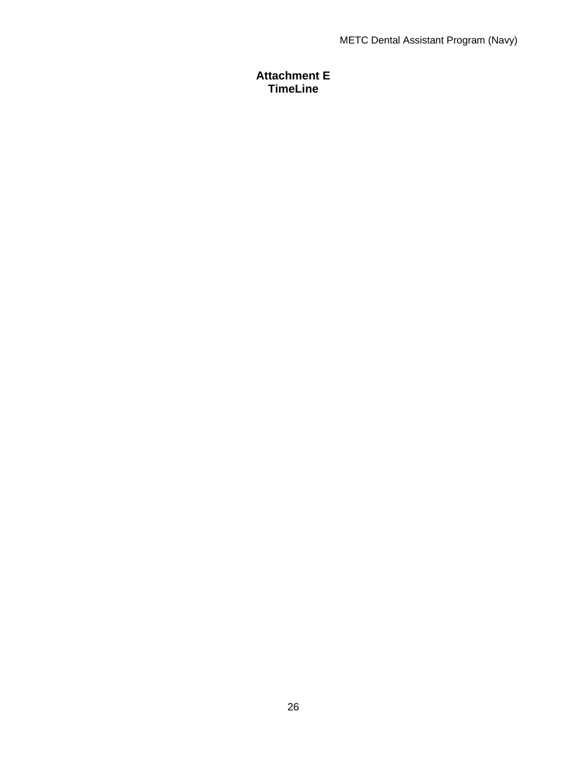# Attachment E
# TimeLine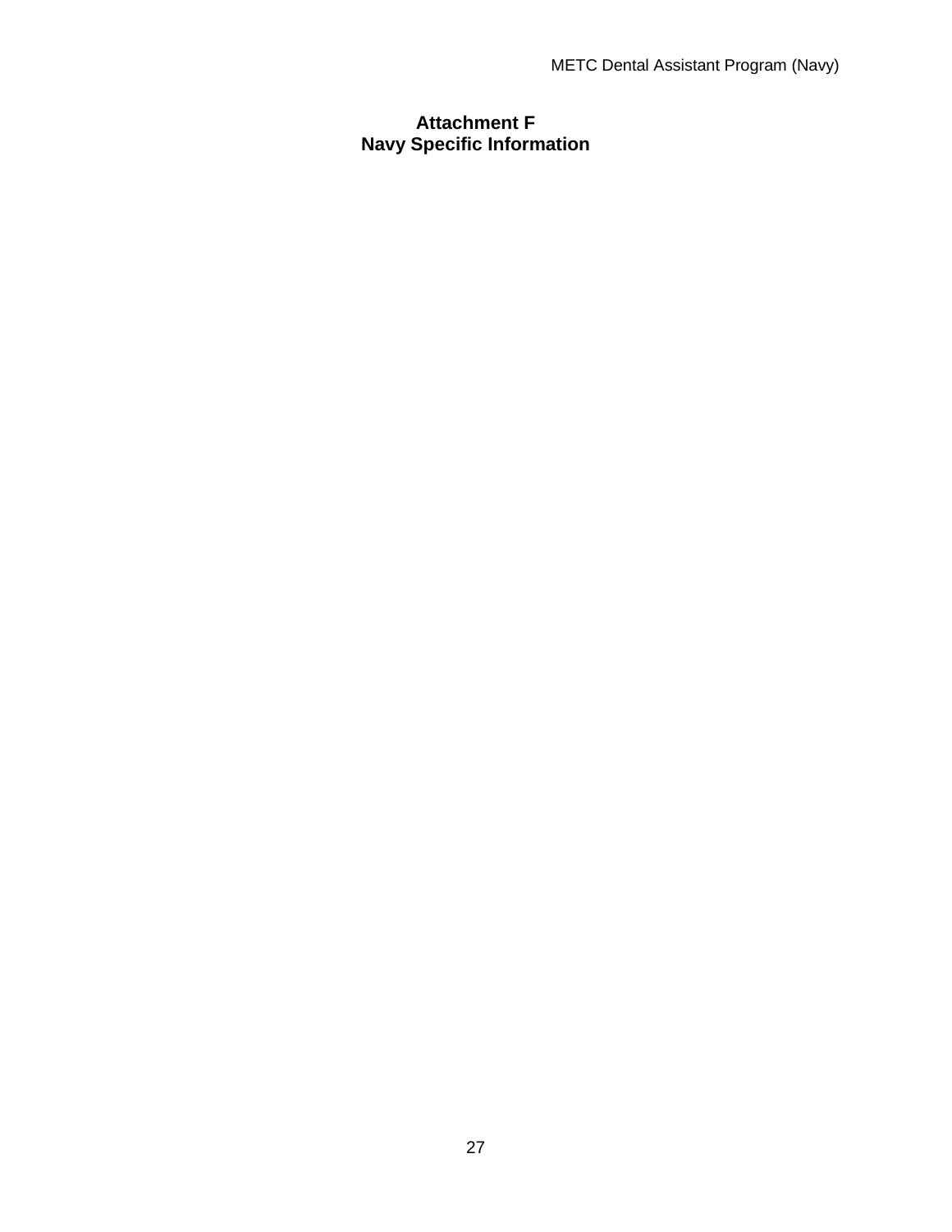# Attachment F
# Navy Specific Information